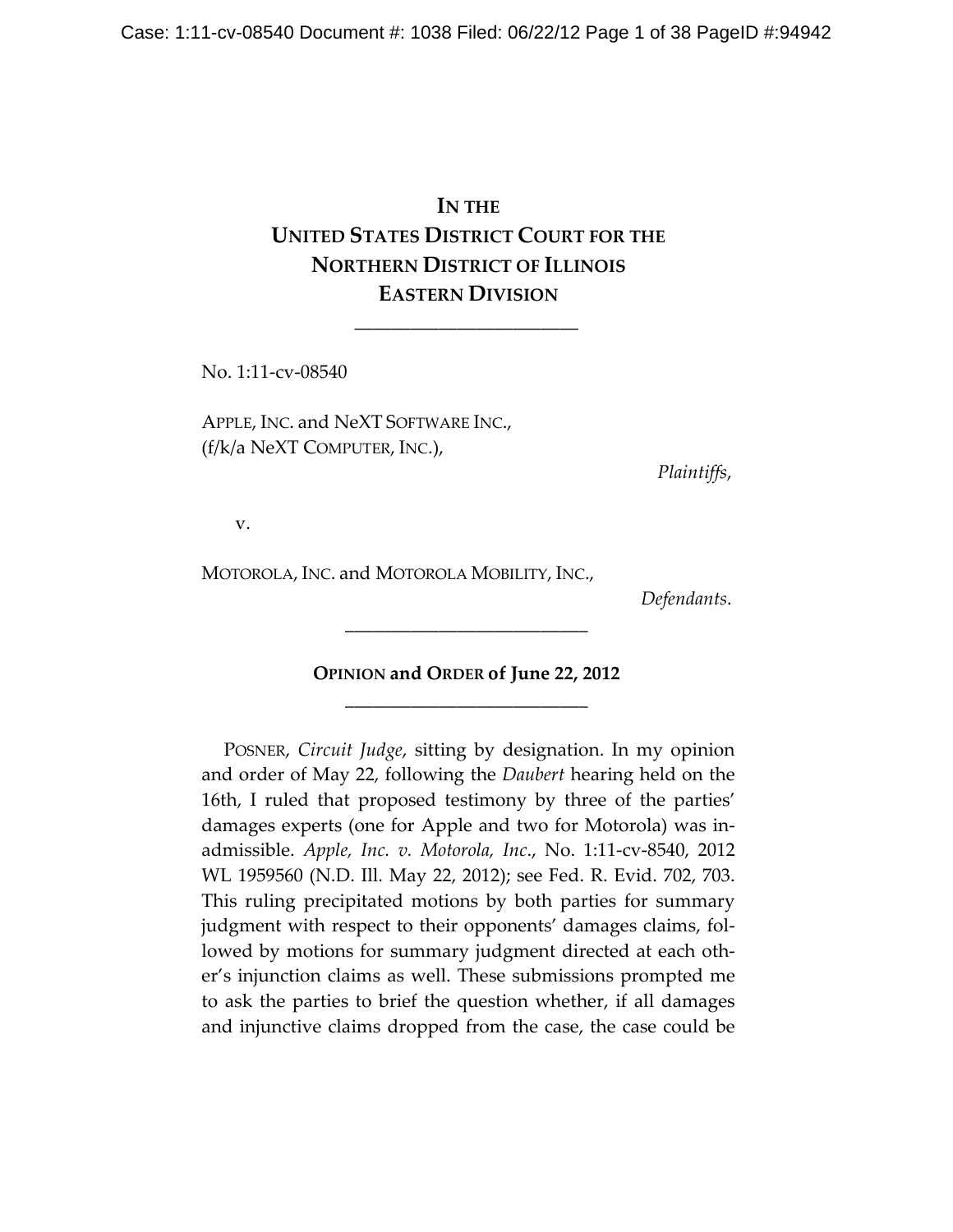**IN THE**
**UNITED STATES DISTRICT COURT FOR THE**
**NORTHERN DISTRICT OF ILLINOIS**
**EASTERN DIVISION**

\_\_\_\_\_\_\_\_\_\_\_\_\_\_\_\_\_\_\_\_\_\_\_

No. 1:11-cv-08540

APPLE, INC. and NeXT SOFTWARE INC.,
(f/k/a NeXT COMPUTER, INC.),

*Plaintiffs*,

v.

MOTOROLA, INC. and MOTOROLA MOBILITY, INC.,

*Defendants*.

\_\_\_\_\_\_\_\_\_\_\_\_\_\_\_\_\_\_\_\_\_\_\_\_\_\_

**OPINION and ORDER of June 22, 2012**

\_\_\_\_\_\_\_\_\_\_\_\_\_\_\_\_\_\_\_\_\_\_\_\_\_\_

POSNER, *Circuit Judge*, sitting by designation. In my opinion and order of May 22, following the *Daubert* hearing held on the 16th, I ruled that proposed testimony by three of the parties' damages experts (one for Apple and two for Motorola) was inadmissible. *Apple, Inc. v. Motorola, Inc.*, No. 1:11-cv-8540, 2012 WL 1959560 (N.D. Ill. May 22, 2012); see Fed. R. Evid. 702, 703. This ruling precipitated motions by both parties for summary judgment with respect to their opponents' damages claims, followed by motions for summary judgment directed at each other's injunction claims as well. These submissions prompted me to ask the parties to brief the question whether, if all damages and injunctive claims dropped from the case, the case could be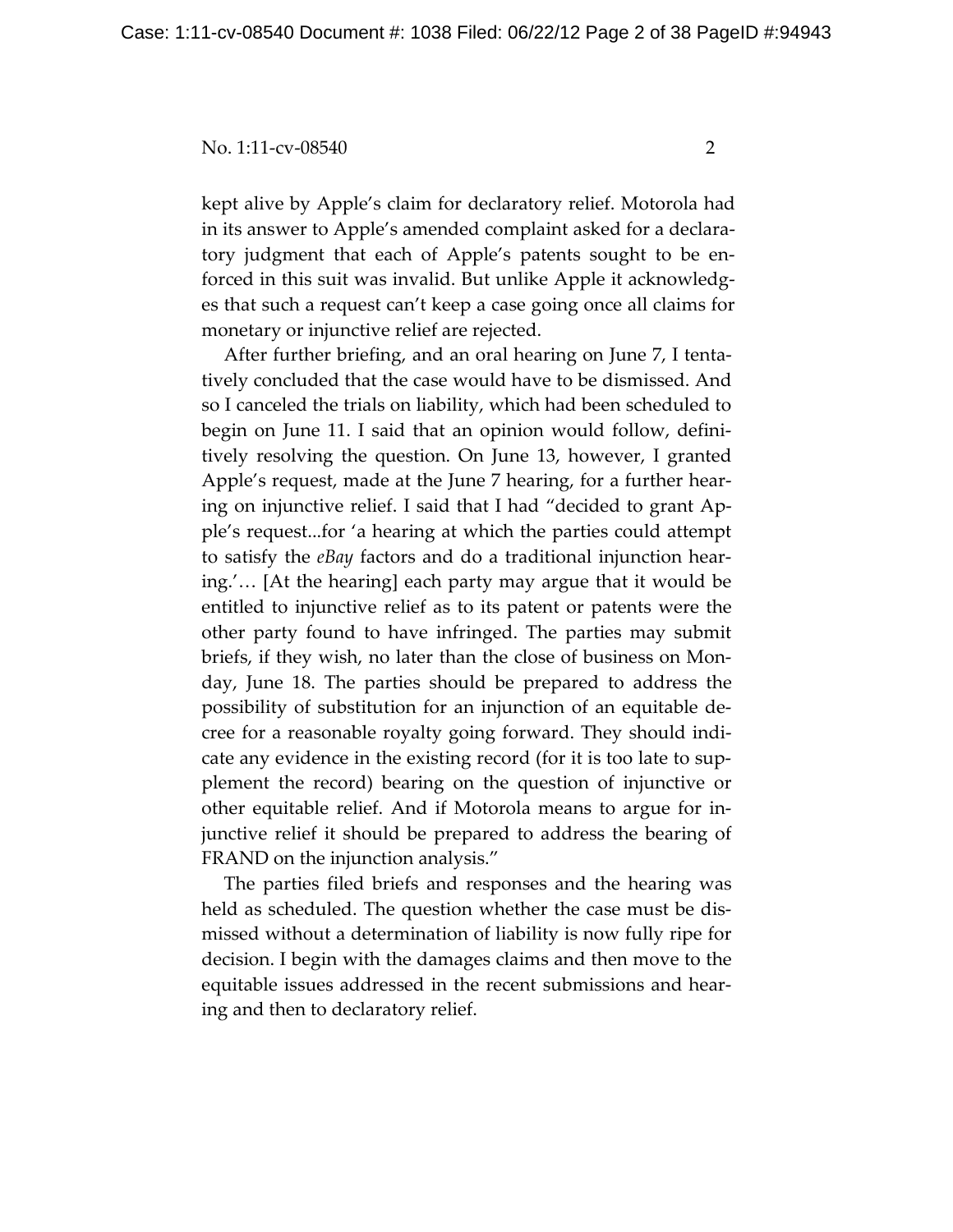kept alive by Apple's claim for declaratory relief. Motorola had in its answer to Apple's amended complaint asked for a declaratory judgment that each of Apple's patents sought to be enforced in this suit was invalid. But unlike Apple it acknowledges that such a request can't keep a case going once all claims for monetary or injunctive relief are rejected.

After further briefing, and an oral hearing on June 7, I tentatively concluded that the case would have to be dismissed. And so I canceled the trials on liability, which had been scheduled to begin on June 11. I said that an opinion would follow, definitively resolving the question. On June 13, however, I granted Apple's request, made at the June 7 hearing, for a further hearing on injunctive relief. I said that I had "decided to grant Apple's request...for 'a hearing at which the parties could attempt to satisfy the *eBay* factors and do a traditional injunction hearing.'… [At the hearing] each party may argue that it would be entitled to injunctive relief as to its patent or patents were the other party found to have infringed. The parties may submit briefs, if they wish, no later than the close of business on Monday, June 18. The parties should be prepared to address the possibility of substitution for an injunction of an equitable decree for a reasonable royalty going forward. They should indicate any evidence in the existing record (for it is too late to supplement the record) bearing on the question of injunctive or other equitable relief. And if Motorola means to argue for injunctive relief it should be prepared to address the bearing of FRAND on the injunction analysis."

The parties filed briefs and responses and the hearing was held as scheduled. The question whether the case must be dismissed without a determination of liability is now fully ripe for decision. I begin with the damages claims and then move to the equitable issues addressed in the recent submissions and hearing and then to declaratory relief.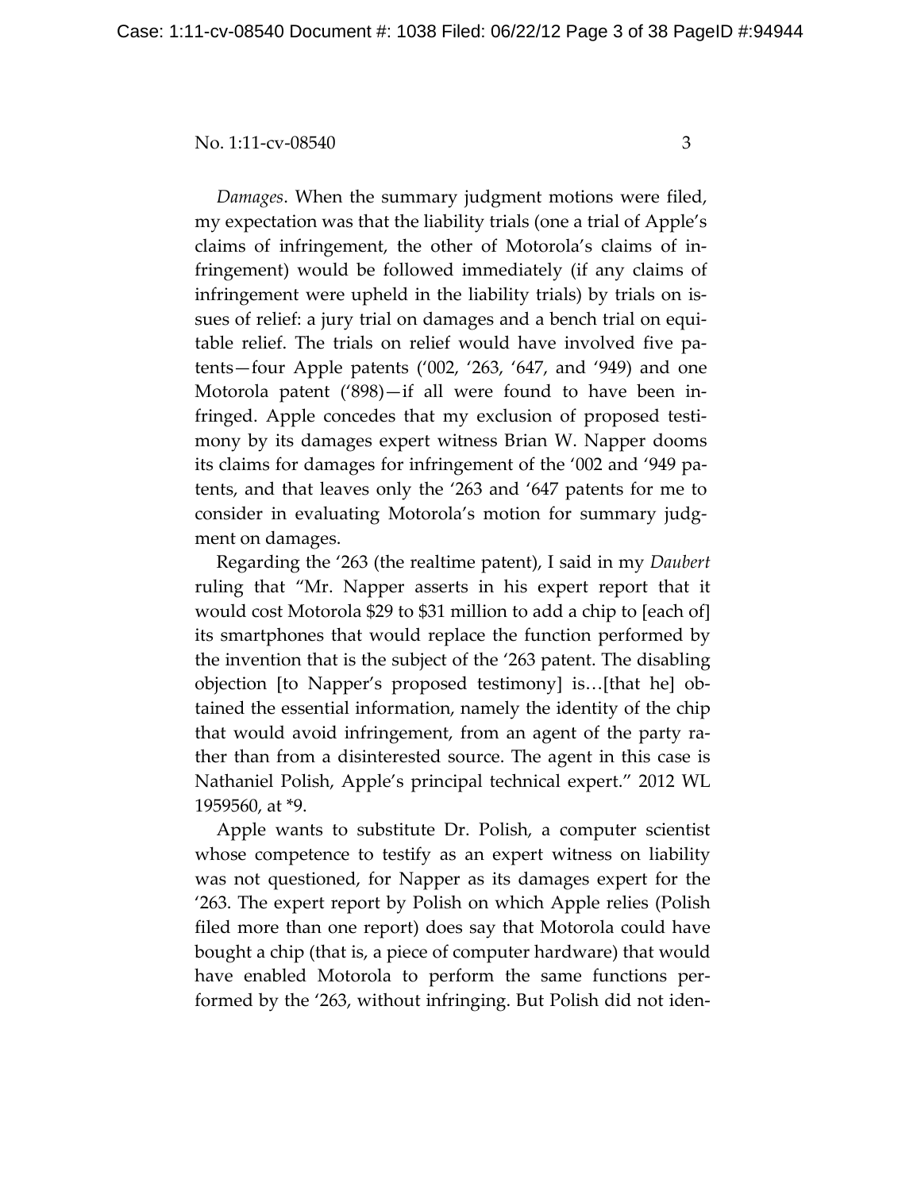*Damages*. When the summary judgment motions were filed, my expectation was that the liability trials (one a trial of Apple's claims of infringement, the other of Motorola's claims of infringement) would be followed immediately (if any claims of infringement were upheld in the liability trials) by trials on issues of relief: a jury trial on damages and a bench trial on equitable relief. The trials on relief would have involved five patents—four Apple patents ('002, '263, '647, and '949) and one Motorola patent ('898)—if all were found to have been infringed. Apple concedes that my exclusion of proposed testimony by its damages expert witness Brian W. Napper dooms its claims for damages for infringement of the '002 and '949 patents, and that leaves only the '263 and '647 patents for me to consider in evaluating Motorola's motion for summary judgment on damages.

Regarding the '263 (the realtime patent), I said in my *Daubert* ruling that "Mr. Napper asserts in his expert report that it would cost Motorola $29 to $31 million to add a chip to [each of] its smartphones that would replace the function performed by the invention that is the subject of the '263 patent. The disabling objection [to Napper's proposed testimony] is…[that he] obtained the essential information, namely the identity of the chip that would avoid infringement, from an agent of the party rather than from a disinterested source. The agent in this case is Nathaniel Polish, Apple's principal technical expert." 2012 WL 1959560, at *9.

Apple wants to substitute Dr. Polish, a computer scientist whose competence to testify as an expert witness on liability was not questioned, for Napper as its damages expert for the '263. The expert report by Polish on which Apple relies (Polish filed more than one report) does say that Motorola could have bought a chip (that is, a piece of computer hardware) that would have enabled Motorola to perform the same functions performed by the '263, without infringing. But Polish did not iden-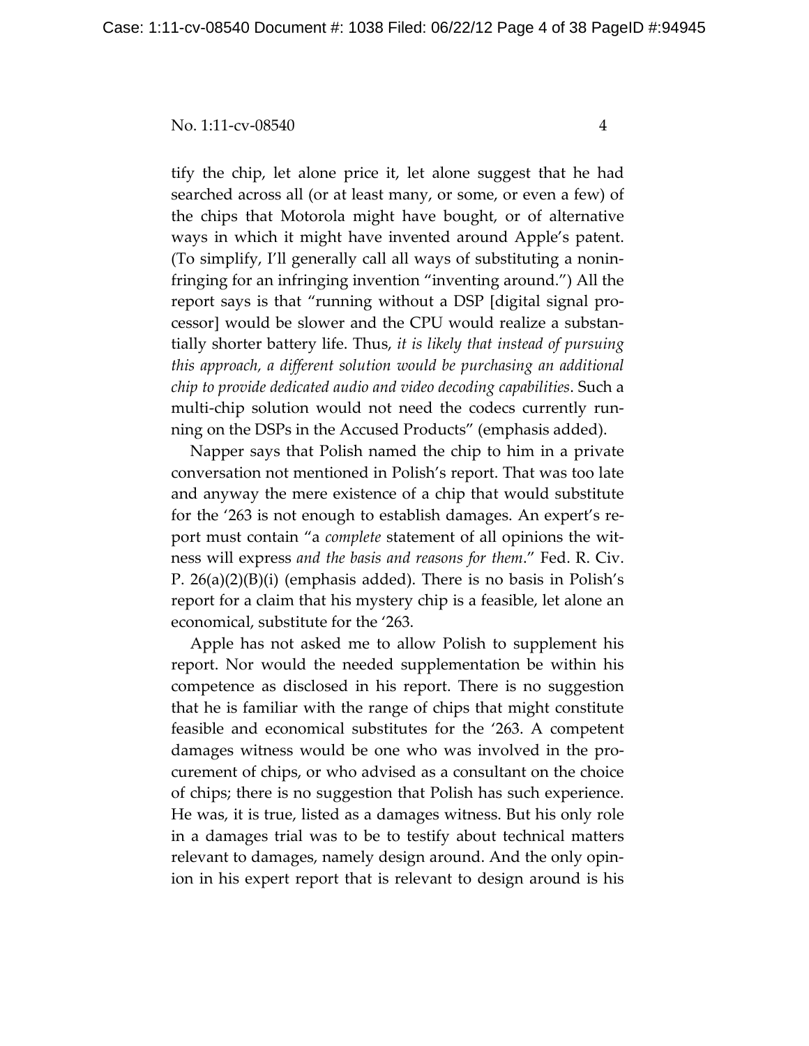tify the chip, let alone price it, let alone suggest that he had searched across all (or at least many, or some, or even a few) of the chips that Motorola might have bought, or of alternative ways in which it might have invented around Apple's patent. (To simplify, I'll generally call all ways of substituting a noninfringing for an infringing invention "inventing around.") All the report says is that "running without a DSP [digital signal processor] would be slower and the CPU would realize a substantially shorter battery life. Thus, *it is likely that instead of pursuing this approach, a different solution would be purchasing an additional chip to provide dedicated audio and video decoding capabilities*. Such a multi-chip solution would not need the codecs currently running on the DSPs in the Accused Products" (emphasis added).

Napper says that Polish named the chip to him in a private conversation not mentioned in Polish's report. That was too late and anyway the mere existence of a chip that would substitute for the '263 is not enough to establish damages. An expert's report must contain "a *complete* statement of all opinions the witness will express *and the basis and reasons for them*." Fed. R. Civ. P. 26(a)(2)(B)(i) (emphasis added). There is no basis in Polish's report for a claim that his mystery chip is a feasible, let alone an economical, substitute for the '263.

Apple has not asked me to allow Polish to supplement his report. Nor would the needed supplementation be within his competence as disclosed in his report. There is no suggestion that he is familiar with the range of chips that might constitute feasible and economical substitutes for the '263. A competent damages witness would be one who was involved in the procurement of chips, or who advised as a consultant on the choice of chips; there is no suggestion that Polish has such experience. He was, it is true, listed as a damages witness. But his only role in a damages trial was to be to testify about technical matters relevant to damages, namely design around. And the only opinion in his expert report that is relevant to design around is his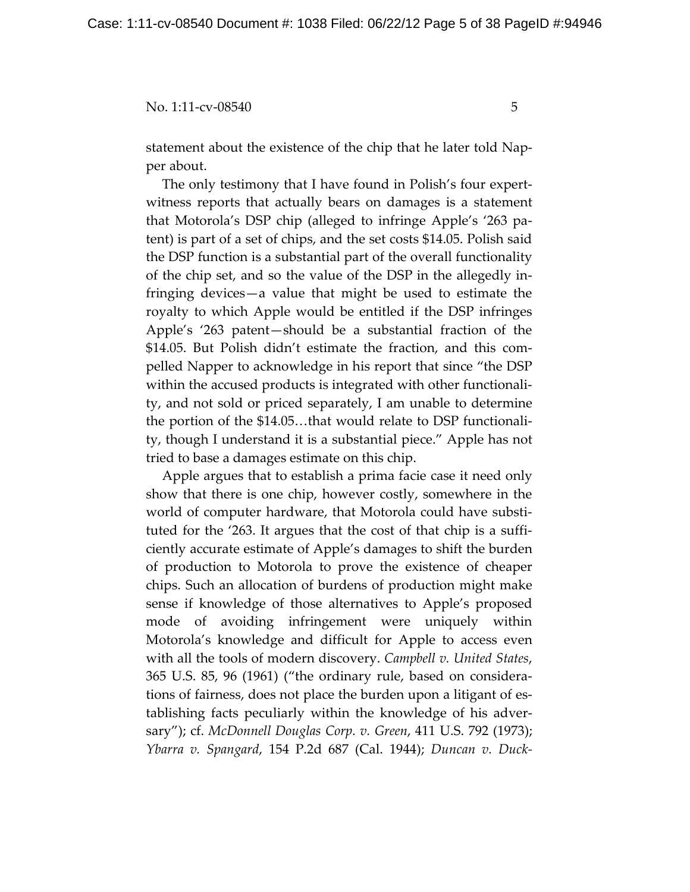statement about the existence of the chip that he later told Napper about.

The only testimony that I have found in Polish's four expert-witness reports that actually bears on damages is a statement that Motorola's DSP chip (alleged to infringe Apple's '263 patent) is part of a set of chips, and the set costs $14.05. Polish said the DSP function is a substantial part of the overall functionality of the chip set, and so the value of the DSP in the allegedly infringing devices—a value that might be used to estimate the royalty to which Apple would be entitled if the DSP infringes Apple's '263 patent—should be a substantial fraction of the $14.05. But Polish didn't estimate the fraction, and this compelled Napper to acknowledge in his report that since "the DSP within the accused products is integrated with other functionality, and not sold or priced separately, I am unable to determine the portion of the $14.05…that would relate to DSP functionality, though I understand it is a substantial piece." Apple has not tried to base a damages estimate on this chip.

Apple argues that to establish a prima facie case it need only show that there is one chip, however costly, somewhere in the world of computer hardware, that Motorola could have substituted for the '263. It argues that the cost of that chip is a sufficiently accurate estimate of Apple's damages to shift the burden of production to Motorola to prove the existence of cheaper chips. Such an allocation of burdens of production might make sense if knowledge of those alternatives to Apple's proposed mode of avoiding infringement were uniquely within Motorola's knowledge and difficult for Apple to access even with all the tools of modern discovery. *Campbell v. United States*, 365 U.S. 85, 96 (1961) ("the ordinary rule, based on considerations of fairness, does not place the burden upon a litigant of establishing facts peculiarly within the knowledge of his adversary"); cf. *McDonnell Douglas Corp. v. Green*, 411 U.S. 792 (1973); *Ybarra v. Spangard*, 154 P.2d 687 (Cal. 1944); *Duncan v. Duck-*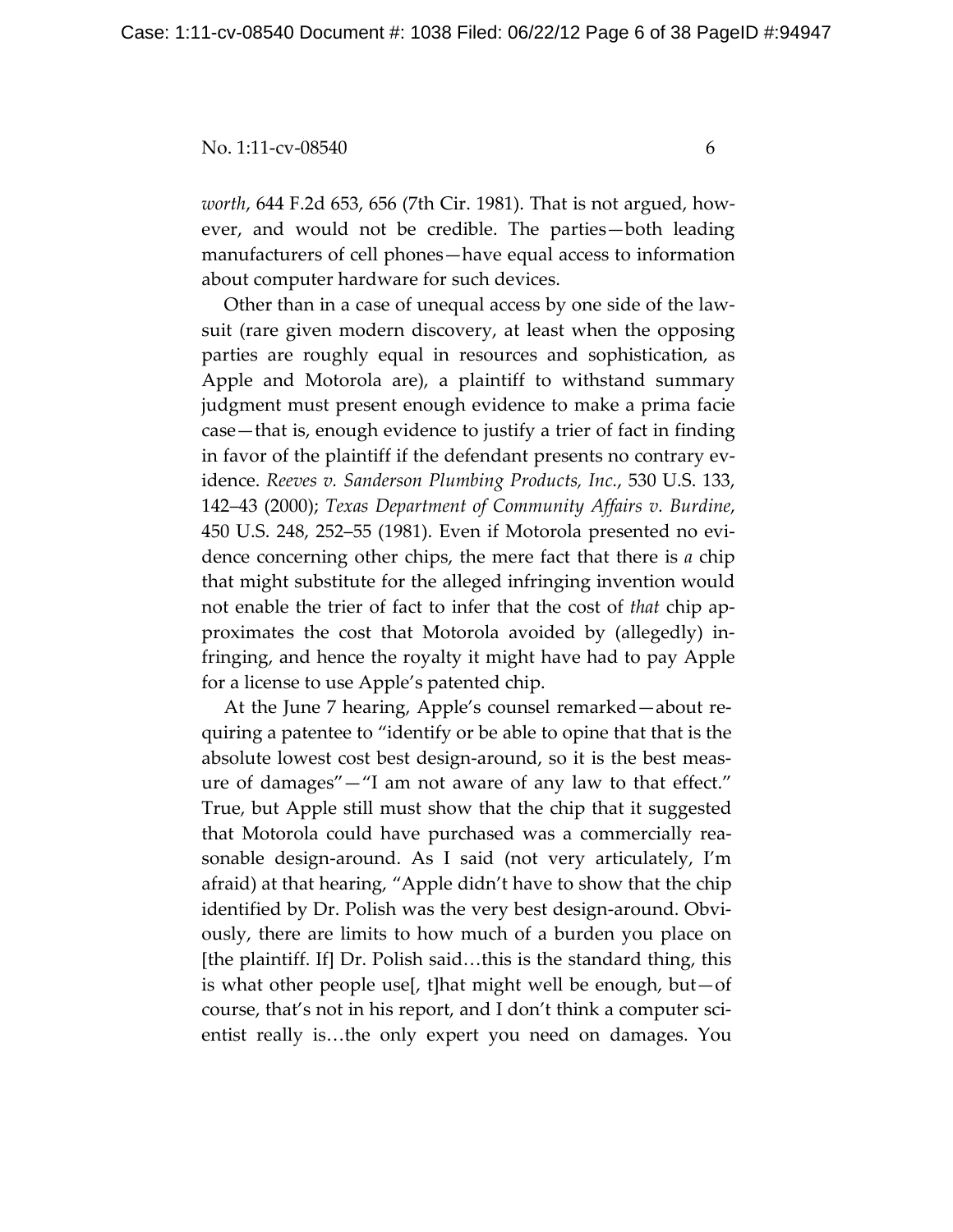*worth*, 644 F.2d 653, 656 (7th Cir. 1981). That is not argued, however, and would not be credible. The parties—both leading manufacturers of cell phones—have equal access to information about computer hardware for such devices.

Other than in a case of unequal access by one side of the lawsuit (rare given modern discovery, at least when the opposing parties are roughly equal in resources and sophistication, as Apple and Motorola are), a plaintiff to withstand summary judgment must present enough evidence to make a prima facie case—that is, enough evidence to justify a trier of fact in finding in favor of the plaintiff if the defendant presents no contrary evidence. *Reeves v. Sanderson Plumbing Products, Inc.*, 530 U.S. 133, 142–43 (2000); *Texas Department of Community Affairs v. Burdine*, 450 U.S. 248, 252–55 (1981). Even if Motorola presented no evidence concerning other chips, the mere fact that there is *a* chip that might substitute for the alleged infringing invention would not enable the trier of fact to infer that the cost of *that* chip approximates the cost that Motorola avoided by (allegedly) infringing, and hence the royalty it might have had to pay Apple for a license to use Apple's patented chip.

At the June 7 hearing, Apple's counsel remarked—about requiring a patentee to "identify or be able to opine that that is the absolute lowest cost best design-around, so it is the best measure of damages"—"I am not aware of any law to that effect." True, but Apple still must show that the chip that it suggested that Motorola could have purchased was a commercially reasonable design-around. As I said (not very articulately, I'm afraid) at that hearing, "Apple didn't have to show that the chip identified by Dr. Polish was the very best design-around. Obviously, there are limits to how much of a burden you place on [the plaintiff. If] Dr. Polish said…this is the standard thing, this is what other people use[, t]hat might well be enough, but—of course, that's not in his report, and I don't think a computer scientist really is…the only expert you need on damages. You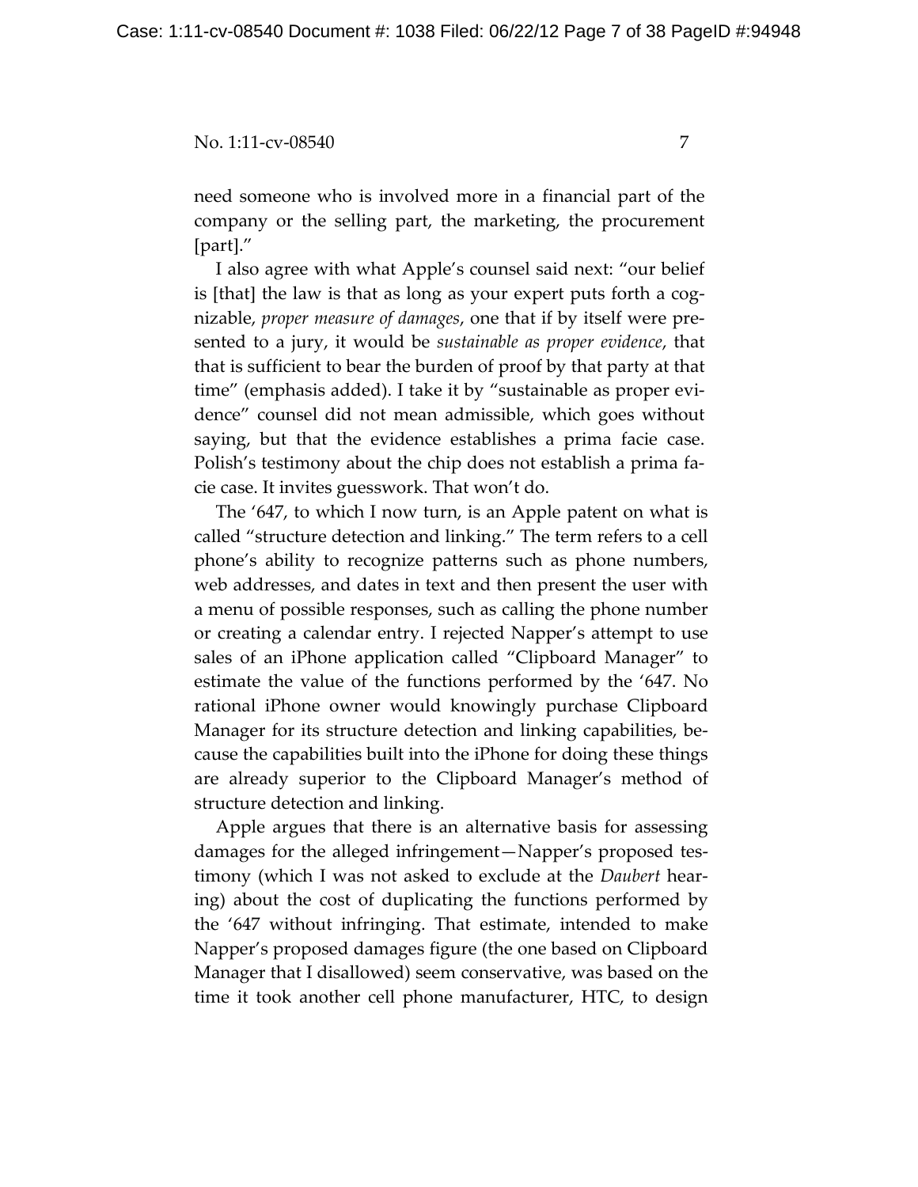need someone who is involved more in a financial part of the company or the selling part, the marketing, the procurement [part]."

I also agree with what Apple's counsel said next: "our belief is [that] the law is that as long as your expert puts forth a cognizable, *proper measure of damages*, one that if by itself were presented to a jury, it would be *sustainable as proper evidence*, that that is sufficient to bear the burden of proof by that party at that time" (emphasis added). I take it by "sustainable as proper evidence" counsel did not mean admissible, which goes without saying, but that the evidence establishes a prima facie case. Polish's testimony about the chip does not establish a prima facie case. It invites guesswork. That won't do.

The '647, to which I now turn, is an Apple patent on what is called "structure detection and linking." The term refers to a cell phone's ability to recognize patterns such as phone numbers, web addresses, and dates in text and then present the user with a menu of possible responses, such as calling the phone number or creating a calendar entry. I rejected Napper's attempt to use sales of an iPhone application called "Clipboard Manager" to estimate the value of the functions performed by the '647. No rational iPhone owner would knowingly purchase Clipboard Manager for its structure detection and linking capabilities, because the capabilities built into the iPhone for doing these things are already superior to the Clipboard Manager's method of structure detection and linking.

Apple argues that there is an alternative basis for assessing damages for the alleged infringement—Napper's proposed testimony (which I was not asked to exclude at the *Daubert* hearing) about the cost of duplicating the functions performed by the '647 without infringing. That estimate, intended to make Napper's proposed damages figure (the one based on Clipboard Manager that I disallowed) seem conservative, was based on the time it took another cell phone manufacturer, HTC, to design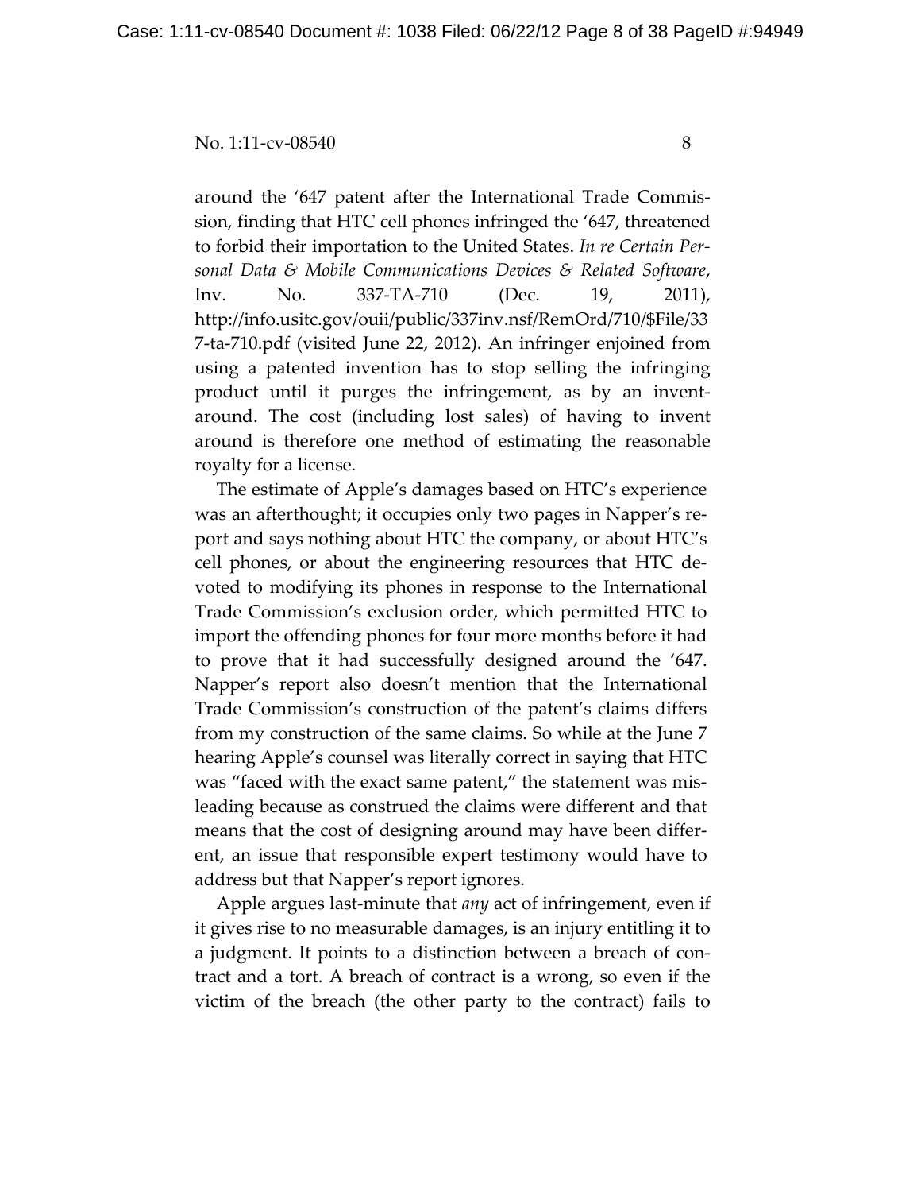around the '647 patent after the International Trade Commission, finding that HTC cell phones infringed the '647, threatened to forbid their importation to the United States. *In re Certain Personal Data & Mobile Communications Devices & Related Software*, Inv. No. 337-TA-710 (Dec. 19, 2011), http://info.usitc.gov/ouii/public/337inv.nsf/RemOrd/710/$File/337-ta-710.pdf (visited June 22, 2012). An infringer enjoined from using a patented invention has to stop selling the infringing product until it purges the infringement, as by an invent-around. The cost (including lost sales) of having to invent around is therefore one method of estimating the reasonable royalty for a license.

The estimate of Apple's damages based on HTC's experience was an afterthought; it occupies only two pages in Napper's report and says nothing about HTC the company, or about HTC's cell phones, or about the engineering resources that HTC devoted to modifying its phones in response to the International Trade Commission's exclusion order, which permitted HTC to import the offending phones for four more months before it had to prove that it had successfully designed around the '647. Napper's report also doesn't mention that the International Trade Commission's construction of the patent's claims differs from my construction of the same claims. So while at the June 7 hearing Apple's counsel was literally correct in saying that HTC was "faced with the exact same patent," the statement was misleading because as construed the claims were different and that means that the cost of designing around may have been different, an issue that responsible expert testimony would have to address but that Napper's report ignores.

Apple argues last-minute that *any* act of infringement, even if it gives rise to no measurable damages, is an injury entitling it to a judgment. It points to a distinction between a breach of contract and a tort. A breach of contract is a wrong, so even if the victim of the breach (the other party to the contract) fails to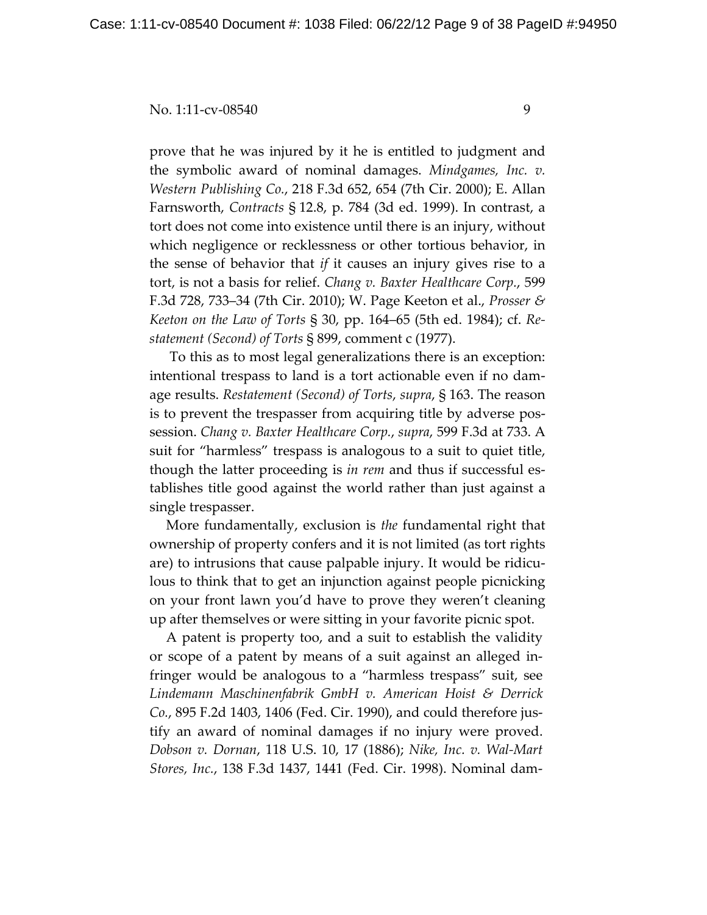prove that he was injured by it he is entitled to judgment and the symbolic award of nominal damages. *Mindgames, Inc. v. Western Publishing Co.*, 218 F.3d 652, 654 (7th Cir. 2000); E. Allan Farnsworth, *Contracts* § 12.8, p. 784 (3d ed. 1999). In contrast, a tort does not come into existence until there is an injury, without which negligence or recklessness or other tortious behavior, in the sense of behavior that *if* it causes an injury gives rise to a tort, is not a basis for relief. *Chang v. Baxter Healthcare Corp.*, 599 F.3d 728, 733–34 (7th Cir. 2010); W. Page Keeton et al., *Prosser & Keeton on the Law of Torts* § 30, pp. 164–65 (5th ed. 1984); cf. *Restatement (Second) of Torts* § 899, comment c (1977).

To this as to most legal generalizations there is an exception: intentional trespass to land is a tort actionable even if no damage results. *Restatement (Second) of Torts*, *supra*, § 163. The reason is to prevent the trespasser from acquiring title by adverse possession. *Chang v. Baxter Healthcare Corp.*, *supra*, 599 F.3d at 733. A suit for "harmless" trespass is analogous to a suit to quiet title, though the latter proceeding is *in rem* and thus if successful establishes title good against the world rather than just against a single trespasser.

More fundamentally, exclusion is *the* fundamental right that ownership of property confers and it is not limited (as tort rights are) to intrusions that cause palpable injury. It would be ridiculous to think that to get an injunction against people picnicking on your front lawn you'd have to prove they weren't cleaning up after themselves or were sitting in your favorite picnic spot.

A patent is property too, and a suit to establish the validity or scope of a patent by means of a suit against an alleged infringer would be analogous to a "harmless trespass" suit, see *Lindemann Maschinenfabrik GmbH v. American Hoist & Derrick Co.*, 895 F.2d 1403, 1406 (Fed. Cir. 1990), and could therefore justify an award of nominal damages if no injury were proved. *Dobson v. Dornan*, 118 U.S. 10, 17 (1886); *Nike, Inc. v. Wal-Mart Stores, Inc.*, 138 F.3d 1437, 1441 (Fed. Cir. 1998). Nominal dam-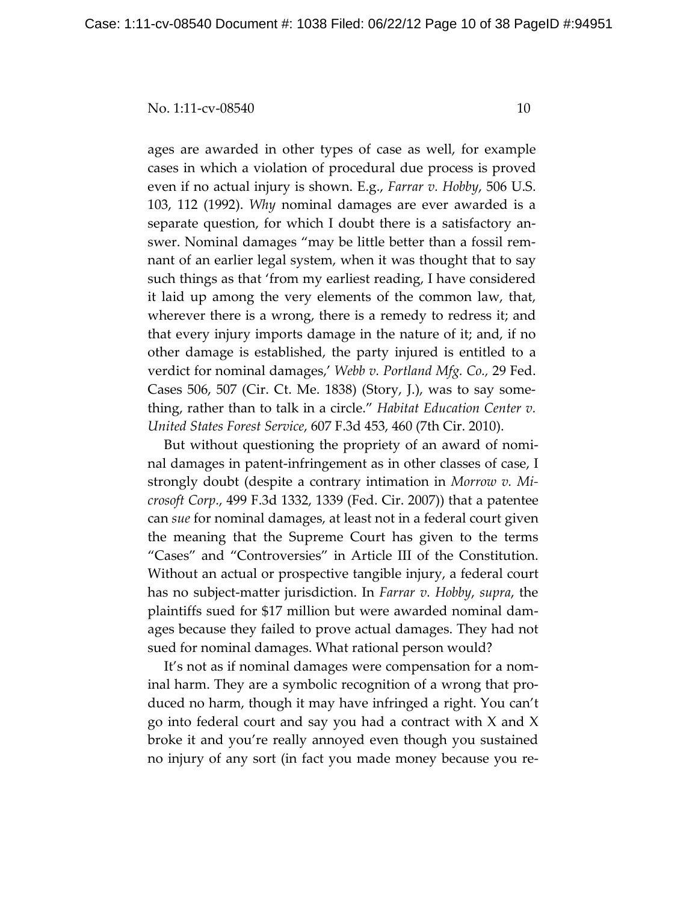ages are awarded in other types of case as well, for example cases in which a violation of procedural due process is proved even if no actual injury is shown. E.g., *Farrar v. Hobby*, 506 U.S. 103, 112 (1992). *Why* nominal damages are ever awarded is a separate question, for which I doubt there is a satisfactory answer. Nominal damages "may be little better than a fossil remnant of an earlier legal system, when it was thought that to say such things as that 'from my earliest reading, I have considered it laid up among the very elements of the common law, that, wherever there is a wrong, there is a remedy to redress it; and that every injury imports damage in the nature of it; and, if no other damage is established, the party injured is entitled to a verdict for nominal damages,' *Webb v. Portland Mfg. Co.,* 29 Fed. Cases 506, 507 (Cir. Ct. Me. 1838) (Story, J.), was to say something, rather than to talk in a circle." *Habitat Education Center v. United States Forest Service*, 607 F.3d 453, 460 (7th Cir. 2010).

But without questioning the propriety of an award of nominal damages in patent-infringement as in other classes of case, I strongly doubt (despite a contrary intimation in *Morrow v. Microsoft Corp*., 499 F.3d 1332, 1339 (Fed. Cir. 2007)) that a patentee can *sue* for nominal damages, at least not in a federal court given the meaning that the Supreme Court has given to the terms "Cases" and "Controversies" in Article III of the Constitution. Without an actual or prospective tangible injury, a federal court has no subject-matter jurisdiction. In *Farrar v. Hobby*, *supra*, the plaintiffs sued for $17 million but were awarded nominal damages because they failed to prove actual damages. They had not sued for nominal damages. What rational person would?

It's not as if nominal damages were compensation for a nominal harm. They are a symbolic recognition of a wrong that produced no harm, though it may have infringed a right. You can't go into federal court and say you had a contract with X and X broke it and you're really annoyed even though you sustained no injury of any sort (in fact you made money because you re-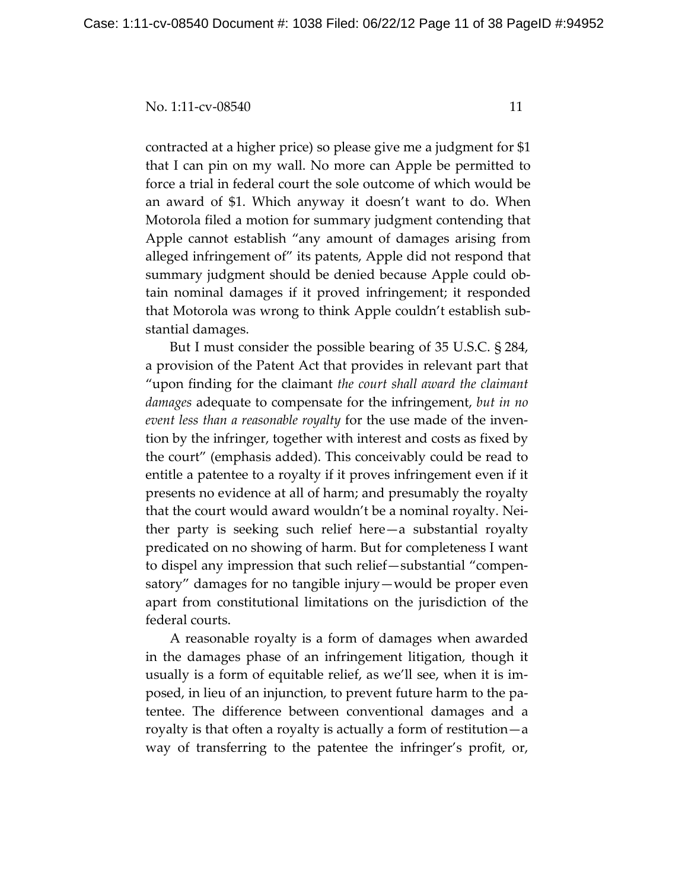contracted at a higher price) so please give me a judgment for $1 that I can pin on my wall. No more can Apple be permitted to force a trial in federal court the sole outcome of which would be an award of $1. Which anyway it doesn't want to do. When Motorola filed a motion for summary judgment contending that Apple cannot establish "any amount of damages arising from alleged infringement of" its patents, Apple did not respond that summary judgment should be denied because Apple could obtain nominal damages if it proved infringement; it responded that Motorola was wrong to think Apple couldn't establish substantial damages.

But I must consider the possible bearing of 35 U.S.C. § 284, a provision of the Patent Act that provides in relevant part that "upon finding for the claimant *the court shall award the claimant damages* adequate to compensate for the infringement, *but in no event less than a reasonable royalty* for the use made of the invention by the infringer, together with interest and costs as fixed by the court" (emphasis added). This conceivably could be read to entitle a patentee to a royalty if it proves infringement even if it presents no evidence at all of harm; and presumably the royalty that the court would award wouldn't be a nominal royalty. Neither party is seeking such relief here—a substantial royalty predicated on no showing of harm. But for completeness I want to dispel any impression that such relief—substantial "compensatory" damages for no tangible injury—would be proper even apart from constitutional limitations on the jurisdiction of the federal courts.

A reasonable royalty is a form of damages when awarded in the damages phase of an infringement litigation, though it usually is a form of equitable relief, as we'll see, when it is imposed, in lieu of an injunction, to prevent future harm to the patentee. The difference between conventional damages and a royalty is that often a royalty is actually a form of restitution—a way of transferring to the patentee the infringer's profit, or,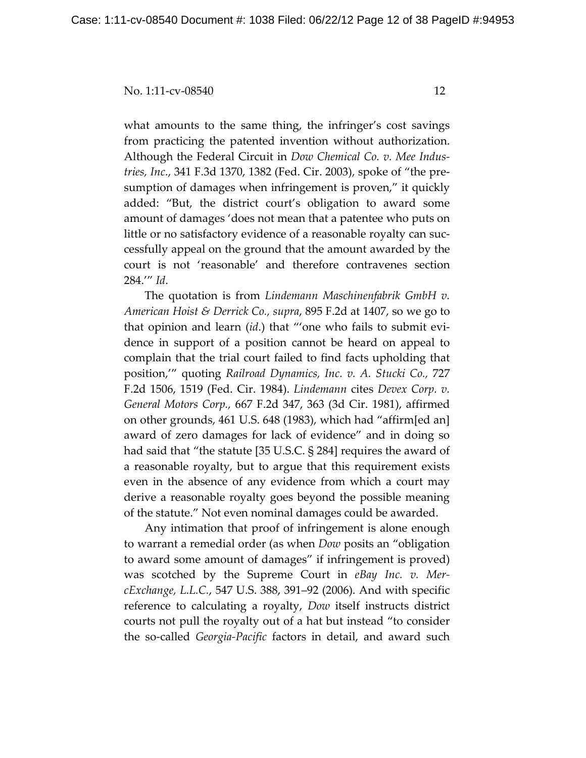what amounts to the same thing, the infringer's cost savings from practicing the patented invention without authorization. Although the Federal Circuit in *Dow Chemical Co. v. Mee Industries, Inc.*, 341 F.3d 1370, 1382 (Fed. Cir. 2003), spoke of "the presumption of damages when infringement is proven," it quickly added: "But, the district court's obligation to award some amount of damages 'does not mean that a patentee who puts on little or no satisfactory evidence of a reasonable royalty can successfully appeal on the ground that the amount awarded by the court is not 'reasonable' and therefore contravenes section 284.'" *Id*.

The quotation is from *Lindemann Maschinenfabrik GmbH v. American Hoist & Derrick Co., supra*, 895 F.2d at 1407, so we go to that opinion and learn (*id*.) that "'one who fails to submit evidence in support of a position cannot be heard on appeal to complain that the trial court failed to find facts upholding that position,'" quoting *Railroad Dynamics, Inc. v. A. Stucki Co.*, 727 F.2d 1506, 1519 (Fed. Cir. 1984). *Lindemann* cites *Devex Corp. v. General Motors Corp.*, 667 F.2d 347, 363 (3d Cir. 1981), affirmed on other grounds, 461 U.S. 648 (1983), which had "affirm[ed an] award of zero damages for lack of evidence" and in doing so had said that "the statute [35 U.S.C. § 284] requires the award of a reasonable royalty, but to argue that this requirement exists even in the absence of any evidence from which a court may derive a reasonable royalty goes beyond the possible meaning of the statute." Not even nominal damages could be awarded.

Any intimation that proof of infringement is alone enough to warrant a remedial order (as when *Dow* posits an "obligation to award some amount of damages" if infringement is proved) was scotched by the Supreme Court in *eBay Inc. v. MercExchange, L.L.C.*, 547 U.S. 388, 391–92 (2006). And with specific reference to calculating a royalty, *Dow* itself instructs district courts not pull the royalty out of a hat but instead "to consider the so-called *Georgia-Pacific* factors in detail, and award such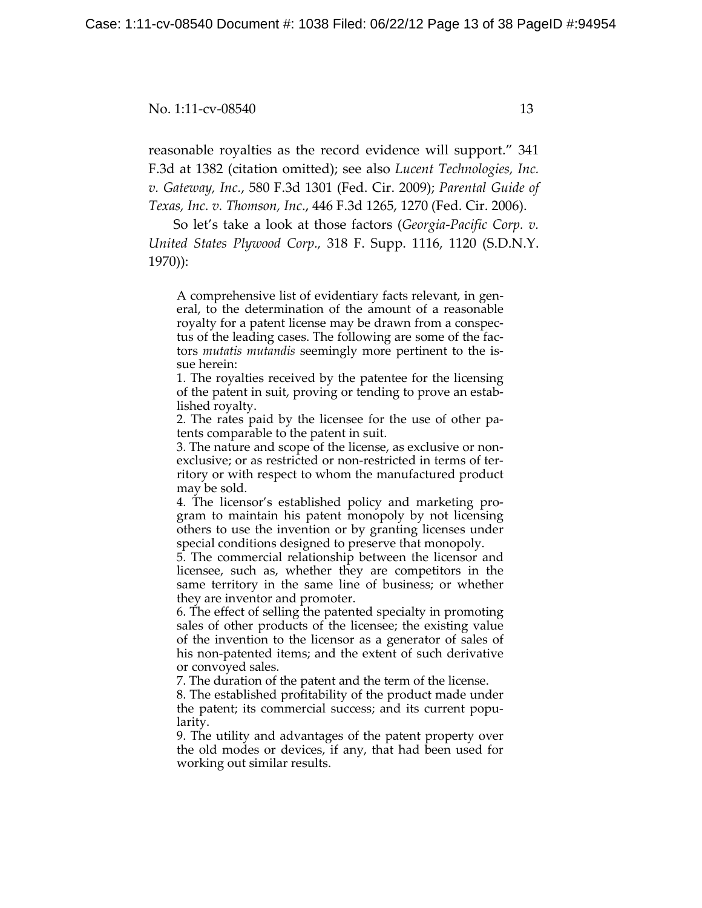reasonable royalties as the record evidence will support." 341 F.3d at 1382 (citation omitted); see also *Lucent Technologies, Inc. v. Gateway, Inc.*, 580 F.3d 1301 (Fed. Cir. 2009); *Parental Guide of Texas, Inc. v. Thomson, Inc.*, 446 F.3d 1265, 1270 (Fed. Cir. 2006).

So let's take a look at those factors (*Georgia-Pacific Corp. v. United States Plywood Corp.*, 318 F. Supp. 1116, 1120 (S.D.N.Y. 1970)):

> A comprehensive list of evidentiary facts relevant, in general, to the determination of the amount of a reasonable royalty for a patent license may be drawn from a conspectus of the leading cases. The following are some of the factors *mutatis mutandis* seemingly more pertinent to the issue herein:
>
> 1. The royalties received by the patentee for the licensing of the patent in suit, proving or tending to prove an established royalty.
> 2. The rates paid by the licensee for the use of other patents comparable to the patent in suit.
> 3. The nature and scope of the license, as exclusive or non-exclusive; or as restricted or non-restricted in terms of territory or with respect to whom the manufactured product may be sold.
> 4. The licensor's established policy and marketing program to maintain his patent monopoly by not licensing others to use the invention or by granting licenses under special conditions designed to preserve that monopoly.
> 5. The commercial relationship between the licensor and licensee, such as, whether they are competitors in the same territory in the same line of business; or whether they are inventor and promoter.
> 6. The effect of selling the patented specialty in promoting sales of other products of the licensee; the existing value of the invention to the licensor as a generator of sales of his non-patented items; and the extent of such derivative or convoyed sales.
> 7. The duration of the patent and the term of the license.
> 8. The established profitability of the product made under the patent; its commercial success; and its current popularity.
> 9. The utility and advantages of the patent property over the old modes or devices, if any, that had been used for working out similar results.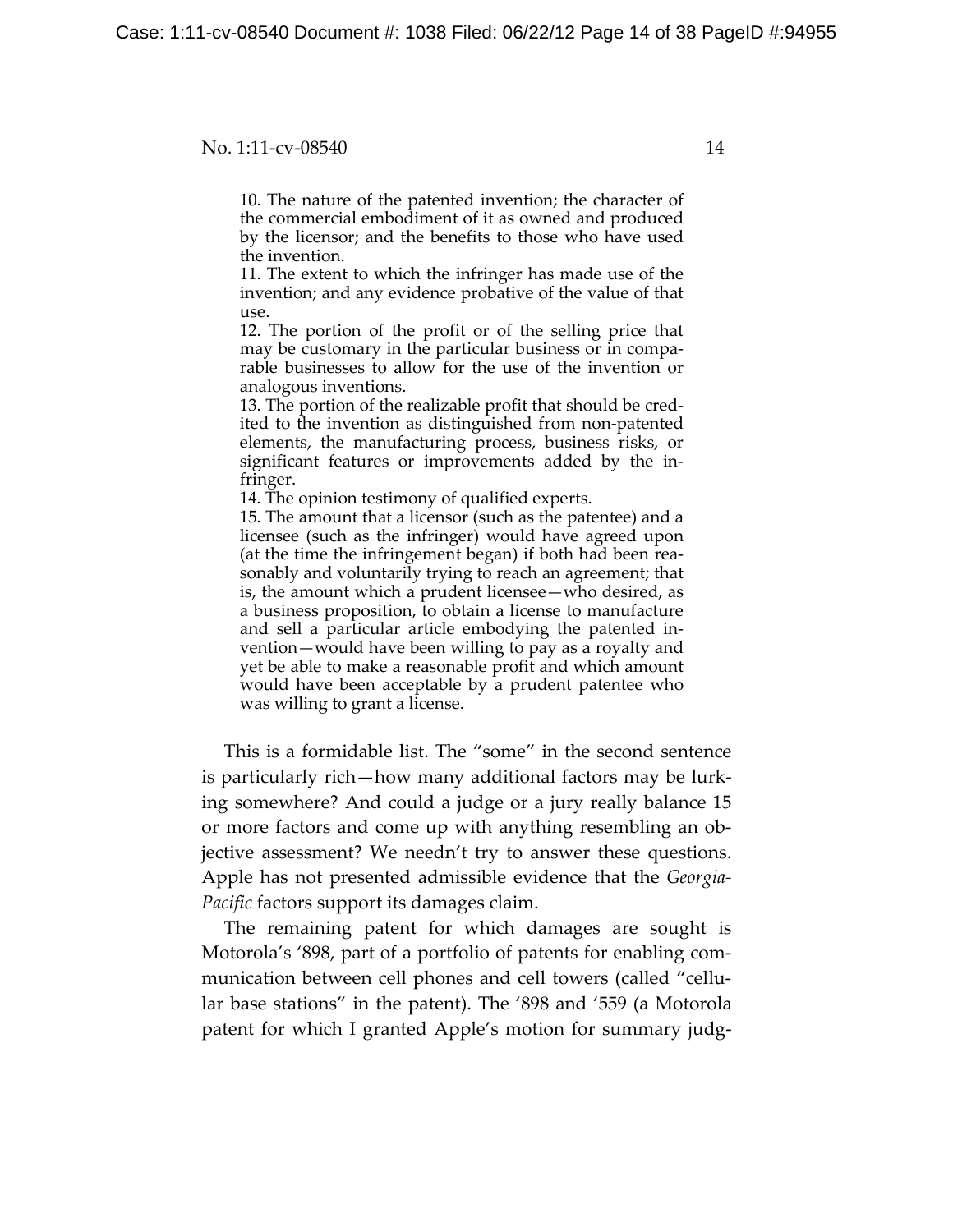> 10. The nature of the patented invention; the character of the commercial embodiment of it as owned and produced by the licensor; and the benefits to those who have used the invention.
> 11. The extent to which the infringer has made use of the invention; and any evidence probative of the value of that use.
> 12. The portion of the profit or of the selling price that may be customary in the particular business or in comparable businesses to allow for the use of the invention or analogous inventions.
> 13. The portion of the realizable profit that should be credited to the invention as distinguished from non-patented elements, the manufacturing process, business risks, or significant features or improvements added by the infringer.
> 14. The opinion testimony of qualified experts.
> 15. The amount that a licensor (such as the patentee) and a licensee (such as the infringer) would have agreed upon (at the time the infringement began) if both had been reasonably and voluntarily trying to reach an agreement; that is, the amount which a prudent licensee—who desired, as a business proposition, to obtain a license to manufacture and sell a particular article embodying the patented invention—would have been willing to pay as a royalty and yet be able to make a reasonable profit and which amount would have been acceptable by a prudent patentee who was willing to grant a license.

This is a formidable list. The "some" in the second sentence is particularly rich—how many additional factors may be lurking somewhere? And could a judge or a jury really balance 15 or more factors and come up with anything resembling an objective assessment? We needn't try to answer these questions. Apple has not presented admissible evidence that the *Georgia-Pacific* factors support its damages claim.

The remaining patent for which damages are sought is Motorola's '898, part of a portfolio of patents for enabling communication between cell phones and cell towers (called "cellular base stations" in the patent). The '898 and '559 (a Motorola patent for which I granted Apple's motion for summary judg-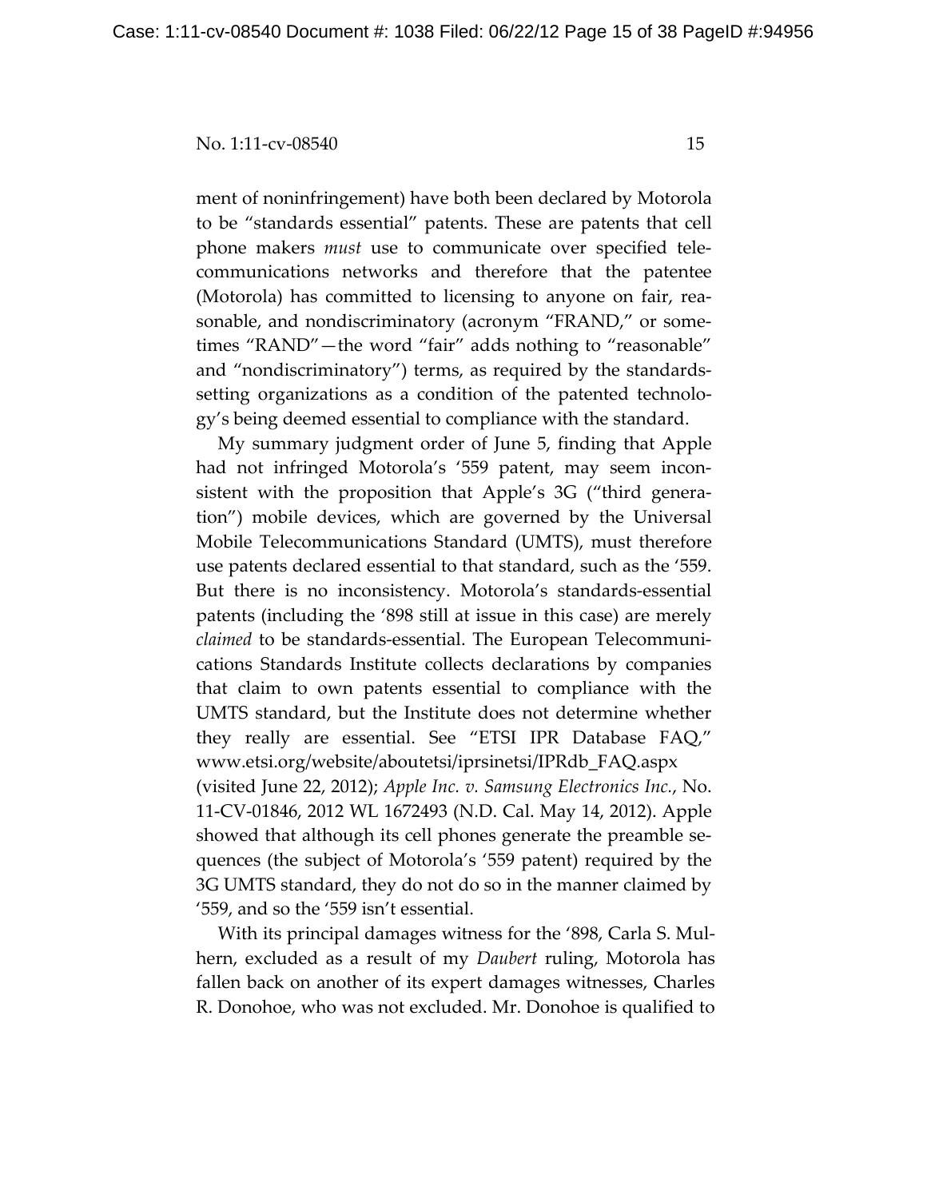ment of noninfringement) have both been declared by Motorola to be "standards essential" patents. These are patents that cell phone makers *must* use to communicate over specified telecommunications networks and therefore that the patentee (Motorola) has committed to licensing to anyone on fair, reasonable, and nondiscriminatory (acronym "FRAND," or sometimes "RAND"—the word "fair" adds nothing to "reasonable" and "nondiscriminatory") terms, as required by the standards-setting organizations as a condition of the patented technology's being deemed essential to compliance with the standard.

My summary judgment order of June 5, finding that Apple had not infringed Motorola's '559 patent, may seem inconsistent with the proposition that Apple's 3G ("third generation") mobile devices, which are governed by the Universal Mobile Telecommunications Standard (UMTS), must therefore use patents declared essential to that standard, such as the '559. But there is no inconsistency. Motorola's standards-essential patents (including the '898 still at issue in this case) are merely *claimed* to be standards-essential. The European Telecommunications Standards Institute collects declarations by companies that claim to own patents essential to compliance with the UMTS standard, but the Institute does not determine whether they really are essential. See "ETSI IPR Database FAQ," www.etsi.org/website/aboutetsi/iprsinetsi/IPRdb_FAQ.aspx (visited June 22, 2012); *Apple Inc. v. Samsung Electronics Inc.*, No. 11-CV-01846, 2012 WL 1672493 (N.D. Cal. May 14, 2012). Apple showed that although its cell phones generate the preamble sequences (the subject of Motorola's '559 patent) required by the 3G UMTS standard, they do not do so in the manner claimed by '559, and so the '559 isn't essential.

With its principal damages witness for the '898, Carla S. Mulhern, excluded as a result of my *Daubert* ruling, Motorola has fallen back on another of its expert damages witnesses, Charles R. Donohoe, who was not excluded. Mr. Donohoe is qualified to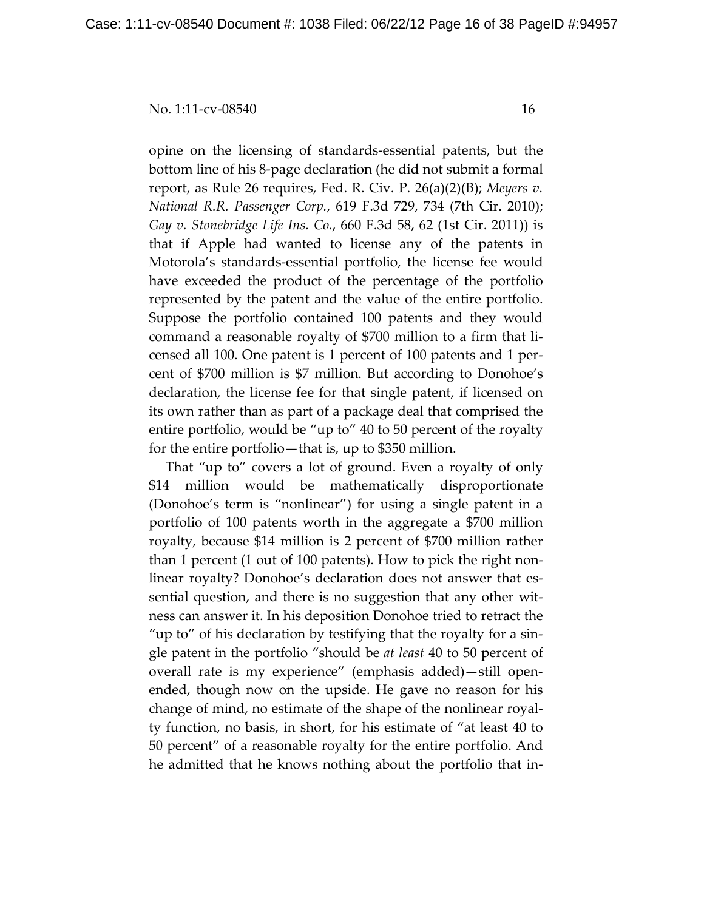opine on the licensing of standards-essential patents, but the bottom line of his 8-page declaration (he did not submit a formal report, as Rule 26 requires, Fed. R. Civ. P. 26(a)(2)(B); *Meyers v. National R.R. Passenger Corp.*, 619 F.3d 729, 734 (7th Cir. 2010); *Gay v. Stonebridge Life Ins. Co.*, 660 F.3d 58, 62 (1st Cir. 2011)) is that if Apple had wanted to license any of the patents in Motorola's standards-essential portfolio, the license fee would have exceeded the product of the percentage of the portfolio represented by the patent and the value of the entire portfolio. Suppose the portfolio contained 100 patents and they would command a reasonable royalty of $700 million to a firm that licensed all 100. One patent is 1 percent of 100 patents and 1 percent of $700 million is $7 million. But according to Donohoe's declaration, the license fee for that single patent, if licensed on its own rather than as part of a package deal that comprised the entire portfolio, would be "up to" 40 to 50 percent of the royalty for the entire portfolio—that is, up to $350 million.

That "up to" covers a lot of ground. Even a royalty of only $14 million would be mathematically disproportionate (Donohoe's term is "nonlinear") for using a single patent in a portfolio of 100 patents worth in the aggregate a $700 million royalty, because $14 million is 2 percent of $700 million rather than 1 percent (1 out of 100 patents). How to pick the right nonlinear royalty? Donohoe's declaration does not answer that essential question, and there is no suggestion that any other witness can answer it. In his deposition Donohoe tried to retract the "up to" of his declaration by testifying that the royalty for a single patent in the portfolio "should be *at least* 40 to 50 percent of overall rate is my experience" (emphasis added)—still open-ended, though now on the upside. He gave no reason for his change of mind, no estimate of the shape of the nonlinear royalty function, no basis, in short, for his estimate of "at least 40 to 50 percent" of a reasonable royalty for the entire portfolio. And he admitted that he knows nothing about the portfolio that in-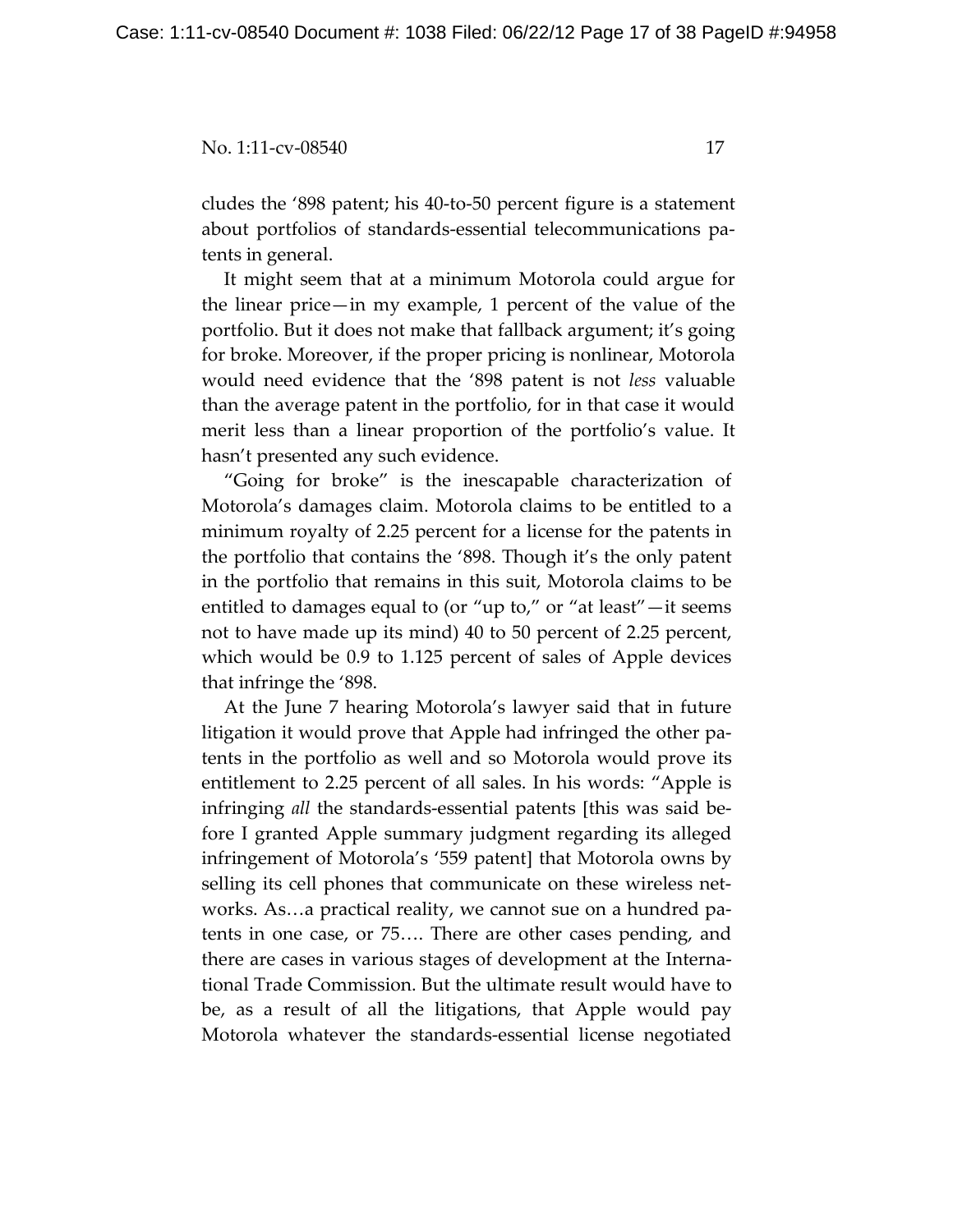cludes the '898 patent; his 40-to-50 percent figure is a statement about portfolios of standards-essential telecommunications patents in general.

It might seem that at a minimum Motorola could argue for the linear price—in my example, 1 percent of the value of the portfolio. But it does not make that fallback argument; it's going for broke. Moreover, if the proper pricing is nonlinear, Motorola would need evidence that the '898 patent is not *less* valuable than the average patent in the portfolio, for in that case it would merit less than a linear proportion of the portfolio's value. It hasn't presented any such evidence.

"Going for broke" is the inescapable characterization of Motorola's damages claim. Motorola claims to be entitled to a minimum royalty of 2.25 percent for a license for the patents in the portfolio that contains the '898. Though it's the only patent in the portfolio that remains in this suit, Motorola claims to be entitled to damages equal to (or "up to," or "at least"—it seems not to have made up its mind) 40 to 50 percent of 2.25 percent, which would be 0.9 to 1.125 percent of sales of Apple devices that infringe the '898.

At the June 7 hearing Motorola's lawyer said that in future litigation it would prove that Apple had infringed the other patents in the portfolio as well and so Motorola would prove its entitlement to 2.25 percent of all sales. In his words: "Apple is infringing *all* the standards-essential patents [this was said before I granted Apple summary judgment regarding its alleged infringement of Motorola's '559 patent] that Motorola owns by selling its cell phones that communicate on these wireless networks. As…a practical reality, we cannot sue on a hundred patents in one case, or 75…. There are other cases pending, and there are cases in various stages of development at the International Trade Commission. But the ultimate result would have to be, as a result of all the litigations, that Apple would pay Motorola whatever the standards-essential license negotiated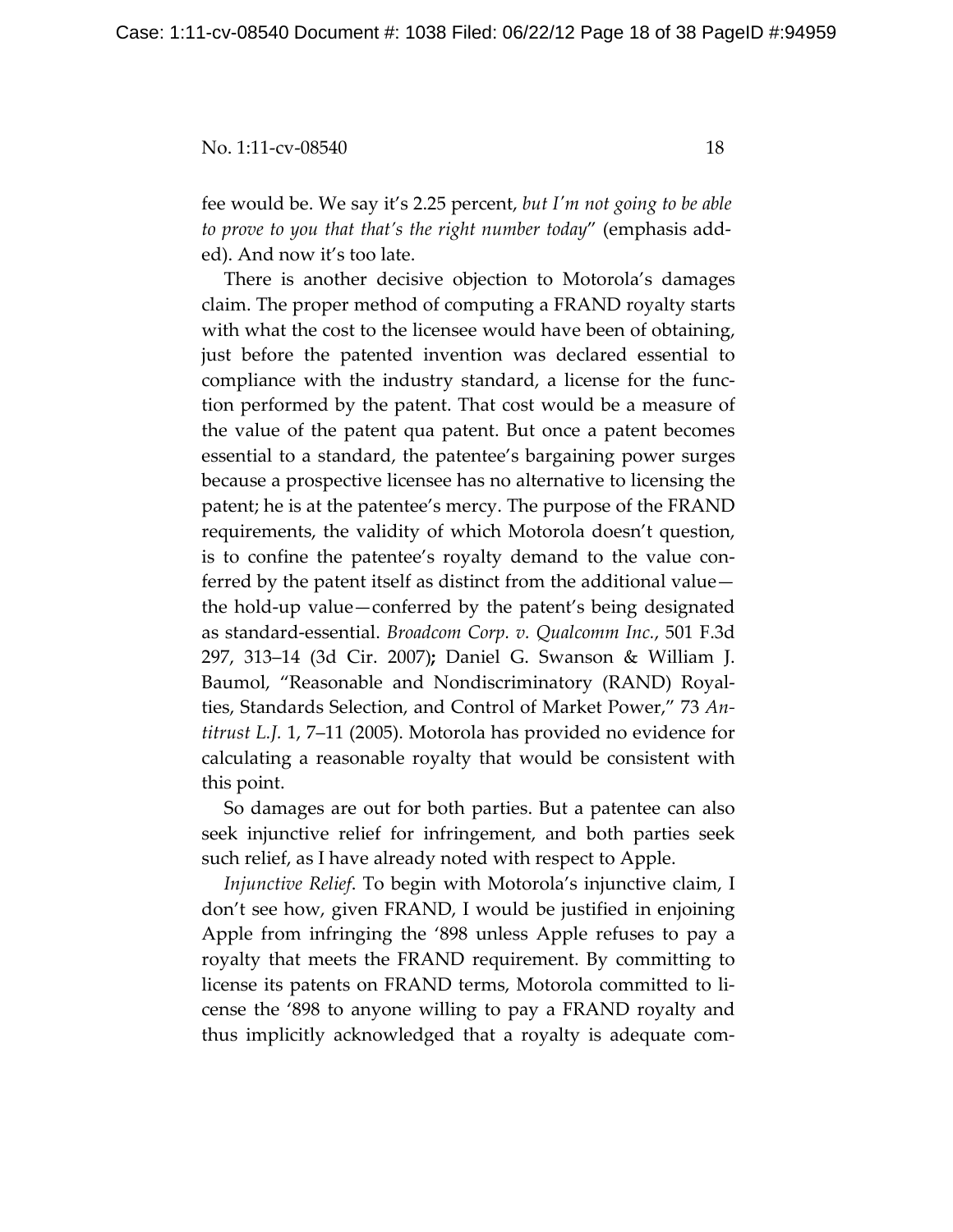fee would be. We say it's 2.25 percent, *but I'm not going to be able to prove to you that that's the right number today*" (emphasis added). And now it's too late.

There is another decisive objection to Motorola's damages claim. The proper method of computing a FRAND royalty starts with what the cost to the licensee would have been of obtaining, just before the patented invention was declared essential to compliance with the industry standard, a license for the function performed by the patent. That cost would be a measure of the value of the patent qua patent. But once a patent becomes essential to a standard, the patentee's bargaining power surges because a prospective licensee has no alternative to licensing the patent; he is at the patentee's mercy. The purpose of the FRAND requirements, the validity of which Motorola doesn't question, is to confine the patentee's royalty demand to the value conferred by the patent itself as distinct from the additional value—the hold-up value—conferred by the patent's being designated as standard-essential. *Broadcom Corp. v. Qualcomm Inc.*, 501 F.3d 297, 313–14 (3d Cir. 2007); Daniel G. Swanson & William J. Baumol, "Reasonable and Nondiscriminatory (RAND) Royalties, Standards Selection, and Control of Market Power," 73 *Antitrust L.J.* 1, 7–11 (2005). Motorola has provided no evidence for calculating a reasonable royalty that would be consistent with this point.

So damages are out for both parties. But a patentee can also seek injunctive relief for infringement, and both parties seek such relief, as I have already noted with respect to Apple.

*Injunctive Relief*. To begin with Motorola's injunctive claim, I don't see how, given FRAND, I would be justified in enjoining Apple from infringing the '898 unless Apple refuses to pay a royalty that meets the FRAND requirement. By committing to license its patents on FRAND terms, Motorola committed to license the '898 to anyone willing to pay a FRAND royalty and thus implicitly acknowledged that a royalty is adequate com-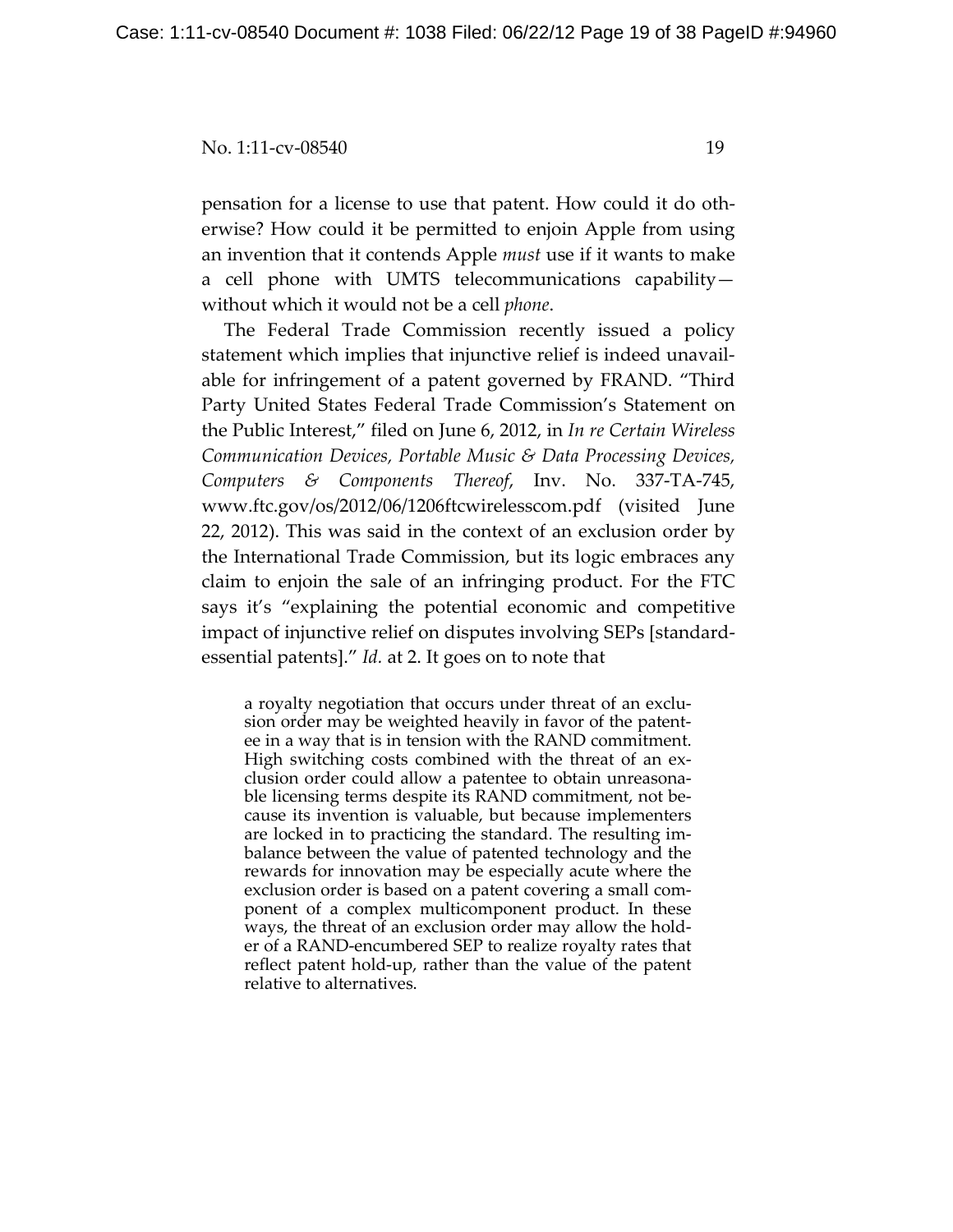pensation for a license to use that patent. How could it do otherwise? How could it be permitted to enjoin Apple from using an invention that it contends Apple *must* use if it wants to make a cell phone with UMTS telecommunications capability—without which it would not be a cell *phone*.

The Federal Trade Commission recently issued a policy statement which implies that injunctive relief is indeed unavailable for infringement of a patent governed by FRAND. "Third Party United States Federal Trade Commission's Statement on the Public Interest," filed on June 6, 2012, in *In re Certain Wireless Communication Devices, Portable Music & Data Processing Devices, Computers & Components Thereof*, Inv. No. 337-TA-745, www.ftc.gov/os/2012/06/1206ftcwirelesscom.pdf (visited June 22, 2012). This was said in the context of an exclusion order by the International Trade Commission, but its logic embraces any claim to enjoin the sale of an infringing product. For the FTC says it's "explaining the potential economic and competitive impact of injunctive relief on disputes involving SEPs [standard-essential patents]." *Id.* at 2. It goes on to note that

> a royalty negotiation that occurs under threat of an exclusion order may be weighted heavily in favor of the patentee in a way that is in tension with the RAND commitment. High switching costs combined with the threat of an exclusion order could allow a patentee to obtain unreasonable licensing terms despite its RAND commitment, not because its invention is valuable, but because implementers are locked in to practicing the standard. The resulting imbalance between the value of patented technology and the rewards for innovation may be especially acute where the exclusion order is based on a patent covering a small component of a complex multicomponent product. In these ways, the threat of an exclusion order may allow the holder of a RAND-encumbered SEP to realize royalty rates that reflect patent hold-up, rather than the value of the patent relative to alternatives.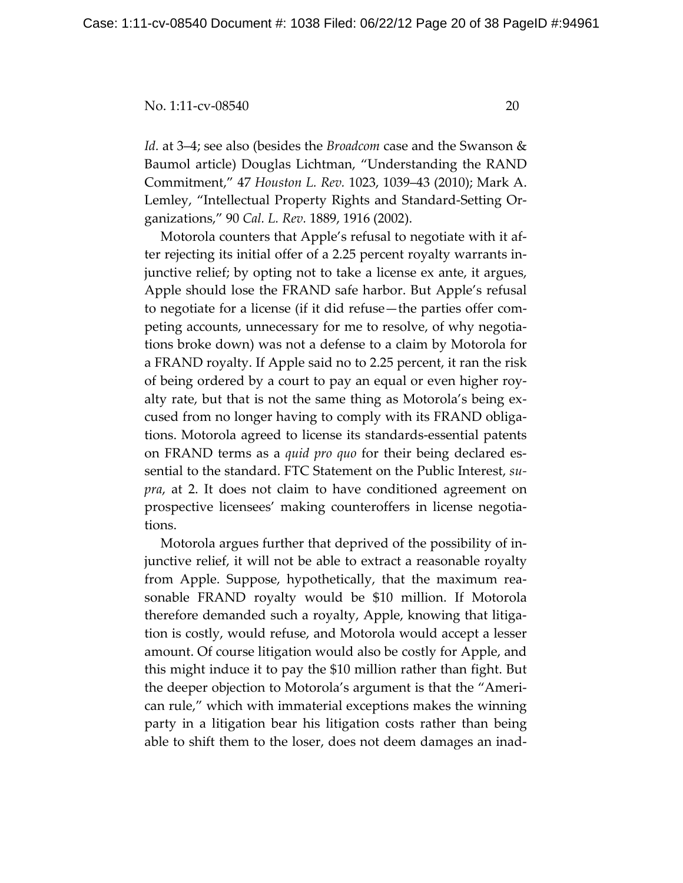*Id.* at 3–4; see also (besides the *Broadcom* case and the Swanson & Baumol article) Douglas Lichtman, "Understanding the RAND Commitment," 47 *Houston L. Rev.* 1023, 1039–43 (2010); Mark A. Lemley, "Intellectual Property Rights and Standard-Setting Organizations," 90 *Cal. L. Rev.* 1889, 1916 (2002).

Motorola counters that Apple's refusal to negotiate with it after rejecting its initial offer of a 2.25 percent royalty warrants injunctive relief; by opting not to take a license ex ante, it argues, Apple should lose the FRAND safe harbor. But Apple's refusal to negotiate for a license (if it did refuse—the parties offer competing accounts, unnecessary for me to resolve, of why negotiations broke down) was not a defense to a claim by Motorola for a FRAND royalty. If Apple said no to 2.25 percent, it ran the risk of being ordered by a court to pay an equal or even higher royalty rate, but that is not the same thing as Motorola's being excused from no longer having to comply with its FRAND obligations. Motorola agreed to license its standards-essential patents on FRAND terms as a *quid pro quo* for their being declared essential to the standard. FTC Statement on the Public Interest, *supra*, at 2. It does not claim to have conditioned agreement on prospective licensees' making counteroffers in license negotiations.

Motorola argues further that deprived of the possibility of injunctive relief, it will not be able to extract a reasonable royalty from Apple. Suppose, hypothetically, that the maximum reasonable FRAND royalty would be $10 million. If Motorola therefore demanded such a royalty, Apple, knowing that litigation is costly, would refuse, and Motorola would accept a lesser amount. Of course litigation would also be costly for Apple, and this might induce it to pay the $10 million rather than fight. But the deeper objection to Motorola's argument is that the "American rule," which with immaterial exceptions makes the winning party in a litigation bear his litigation costs rather than being able to shift them to the loser, does not deem damages an inad-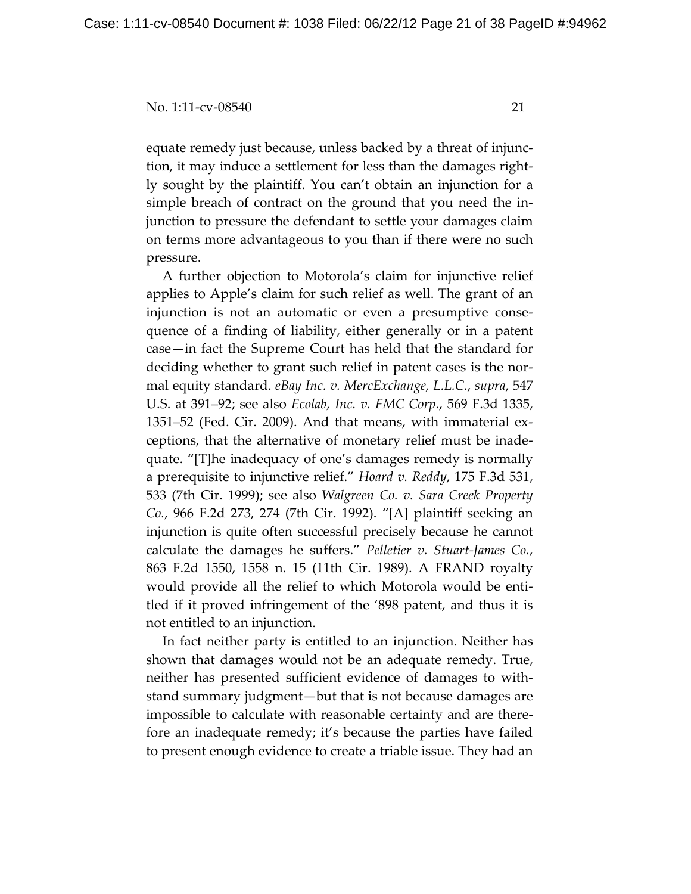equate remedy just because, unless backed by a threat of injunction, it may induce a settlement for less than the damages rightly sought by the plaintiff. You can't obtain an injunction for a simple breach of contract on the ground that you need the injunction to pressure the defendant to settle your damages claim on terms more advantageous to you than if there were no such pressure.

A further objection to Motorola's claim for injunctive relief applies to Apple's claim for such relief as well. The grant of an injunction is not an automatic or even a presumptive consequence of a finding of liability, either generally or in a patent case—in fact the Supreme Court has held that the standard for deciding whether to grant such relief in patent cases is the normal equity standard. *eBay Inc. v. MercExchange, L.L.C.*, *supra*, 547 U.S. at 391–92; see also *Ecolab, Inc. v. FMC Corp.*, 569 F.3d 1335, 1351–52 (Fed. Cir. 2009). And that means, with immaterial exceptions, that the alternative of monetary relief must be inadequate. "[T]he inadequacy of one's damages remedy is normally a prerequisite to injunctive relief." *Hoard v. Reddy*, 175 F.3d 531, 533 (7th Cir. 1999); see also *Walgreen Co. v. Sara Creek Property Co.*, 966 F.2d 273, 274 (7th Cir. 1992). "[A] plaintiff seeking an injunction is quite often successful precisely because he cannot calculate the damages he suffers." *Pelletier v. Stuart-James Co.*, 863 F.2d 1550, 1558 n. 15 (11th Cir. 1989). A FRAND royalty would provide all the relief to which Motorola would be entitled if it proved infringement of the '898 patent, and thus it is not entitled to an injunction.

In fact neither party is entitled to an injunction. Neither has shown that damages would not be an adequate remedy. True, neither has presented sufficient evidence of damages to withstand summary judgment—but that is not because damages are impossible to calculate with reasonable certainty and are therefore an inadequate remedy; it's because the parties have failed to present enough evidence to create a triable issue. They had an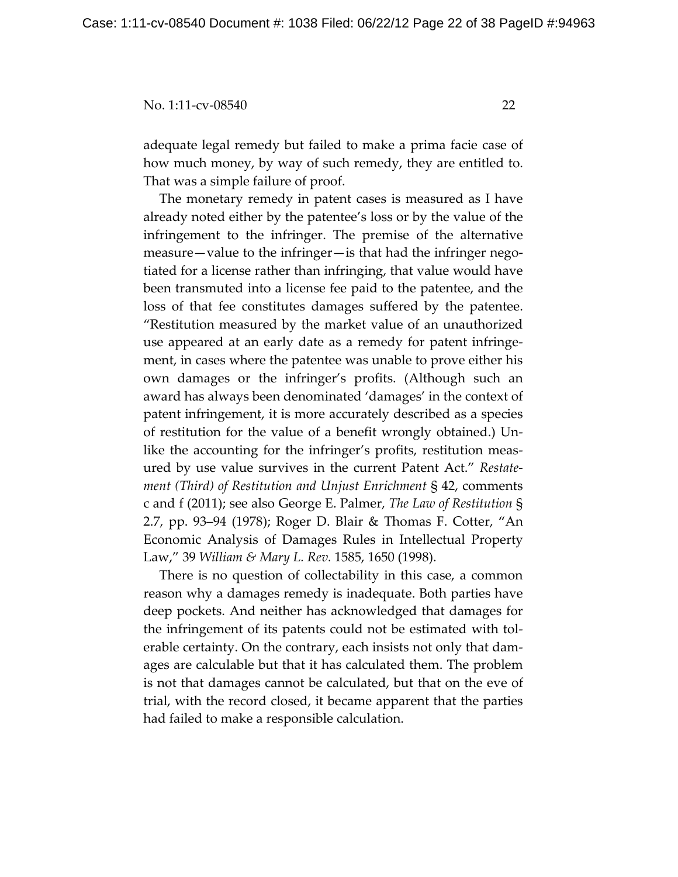adequate legal remedy but failed to make a prima facie case of how much money, by way of such remedy, they are entitled to. That was a simple failure of proof.

The monetary remedy in patent cases is measured as I have already noted either by the patentee's loss or by the value of the infringement to the infringer. The premise of the alternative measure—value to the infringer—is that had the infringer negotiated for a license rather than infringing, that value would have been transmuted into a license fee paid to the patentee, and the loss of that fee constitutes damages suffered by the patentee. "Restitution measured by the market value of an unauthorized use appeared at an early date as a remedy for patent infringement, in cases where the patentee was unable to prove either his own damages or the infringer's profits. (Although such an award has always been denominated 'damages' in the context of patent infringement, it is more accurately described as a species of restitution for the value of a benefit wrongly obtained.) Unlike the accounting for the infringer's profits, restitution measured by use value survives in the current Patent Act." *Restatement (Third) of Restitution and Unjust Enrichment* § 42, comments c and f (2011); see also George E. Palmer, *The Law of Restitution* § 2.7, pp. 93–94 (1978); Roger D. Blair & Thomas F. Cotter, "An Economic Analysis of Damages Rules in Intellectual Property Law," 39 *William & Mary L. Rev.* 1585, 1650 (1998).

There is no question of collectability in this case, a common reason why a damages remedy is inadequate. Both parties have deep pockets. And neither has acknowledged that damages for the infringement of its patents could not be estimated with tolerable certainty. On the contrary, each insists not only that damages are calculable but that it has calculated them. The problem is not that damages cannot be calculated, but that on the eve of trial, with the record closed, it became apparent that the parties had failed to make a responsible calculation.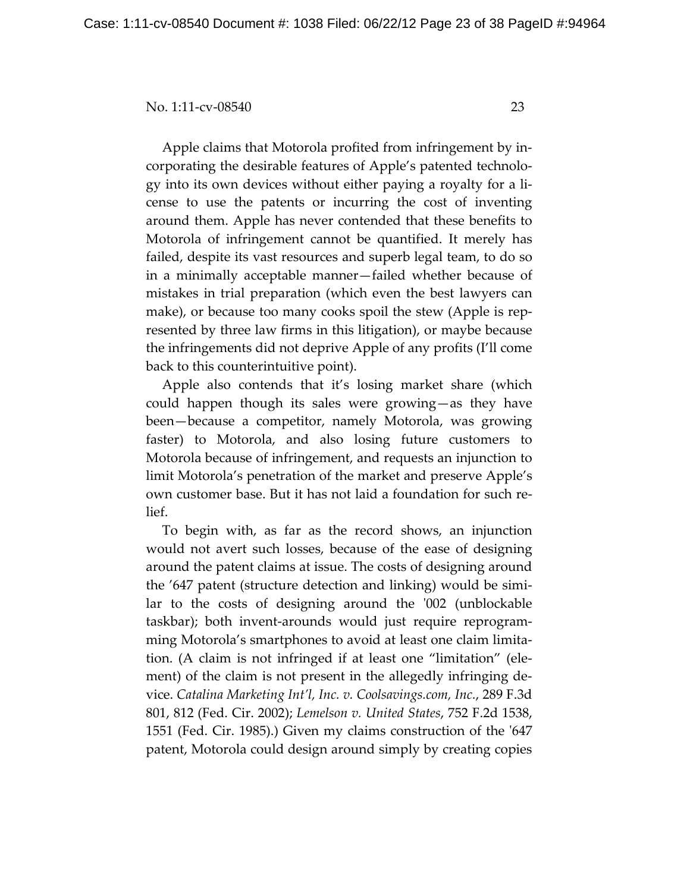Apple claims that Motorola profited from infringement by incorporating the desirable features of Apple's patented technology into its own devices without either paying a royalty for a license to use the patents or incurring the cost of inventing around them. Apple has never contended that these benefits to Motorola of infringement cannot be quantified. It merely has failed, despite its vast resources and superb legal team, to do so in a minimally acceptable manner—failed whether because of mistakes in trial preparation (which even the best lawyers can make), or because too many cooks spoil the stew (Apple is represented by three law firms in this litigation), or maybe because the infringements did not deprive Apple of any profits (I'll come back to this counterintuitive point).

Apple also contends that it's losing market share (which could happen though its sales were growing—as they have been—because a competitor, namely Motorola, was growing faster) to Motorola, and also losing future customers to Motorola because of infringement, and requests an injunction to limit Motorola's penetration of the market and preserve Apple's own customer base. But it has not laid a foundation for such relief.

To begin with, as far as the record shows, an injunction would not avert such losses, because of the ease of designing around the patent claims at issue. The costs of designing around the '647 patent (structure detection and linking) would be similar to the costs of designing around the '002 (unblockable taskbar); both invent-arounds would just require reprogramming Motorola's smartphones to avoid at least one claim limitation. (A claim is not infringed if at least one "limitation" (element) of the claim is not present in the allegedly infringing device. *Catalina Marketing Int'l, Inc. v. Coolsavings.com, Inc.*, 289 F.3d 801, 812 (Fed. Cir. 2002); *Lemelson v. United States*, 752 F.2d 1538, 1551 (Fed. Cir. 1985).) Given my claims construction of the '647 patent, Motorola could design around simply by creating copies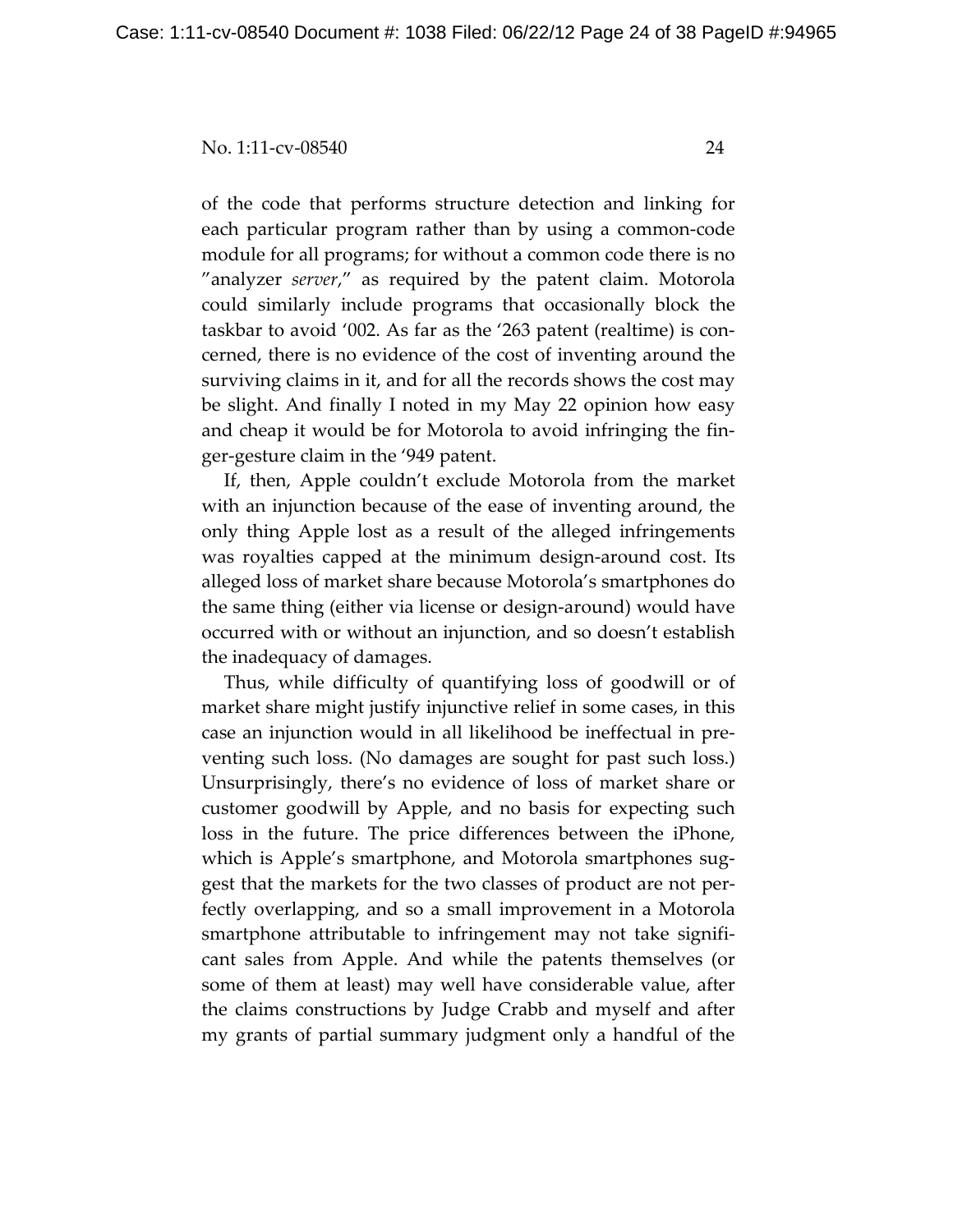of the code that performs structure detection and linking for each particular program rather than by using a common-code module for all programs; for without a common code there is no "analyzer *server*," as required by the patent claim. Motorola could similarly include programs that occasionally block the taskbar to avoid '002. As far as the '263 patent (realtime) is concerned, there is no evidence of the cost of inventing around the surviving claims in it, and for all the records shows the cost may be slight. And finally I noted in my May 22 opinion how easy and cheap it would be for Motorola to avoid infringing the finger-gesture claim in the '949 patent.

If, then, Apple couldn't exclude Motorola from the market with an injunction because of the ease of inventing around, the only thing Apple lost as a result of the alleged infringements was royalties capped at the minimum design-around cost. Its alleged loss of market share because Motorola's smartphones do the same thing (either via license or design-around) would have occurred with or without an injunction, and so doesn't establish the inadequacy of damages.

Thus, while difficulty of quantifying loss of goodwill or of market share might justify injunctive relief in some cases, in this case an injunction would in all likelihood be ineffectual in preventing such loss. (No damages are sought for past such loss.) Unsurprisingly, there's no evidence of loss of market share or customer goodwill by Apple, and no basis for expecting such loss in the future. The price differences between the iPhone, which is Apple's smartphone, and Motorola smartphones suggest that the markets for the two classes of product are not perfectly overlapping, and so a small improvement in a Motorola smartphone attributable to infringement may not take significant sales from Apple. And while the patents themselves (or some of them at least) may well have considerable value, after the claims constructions by Judge Crabb and myself and after my grants of partial summary judgment only a handful of the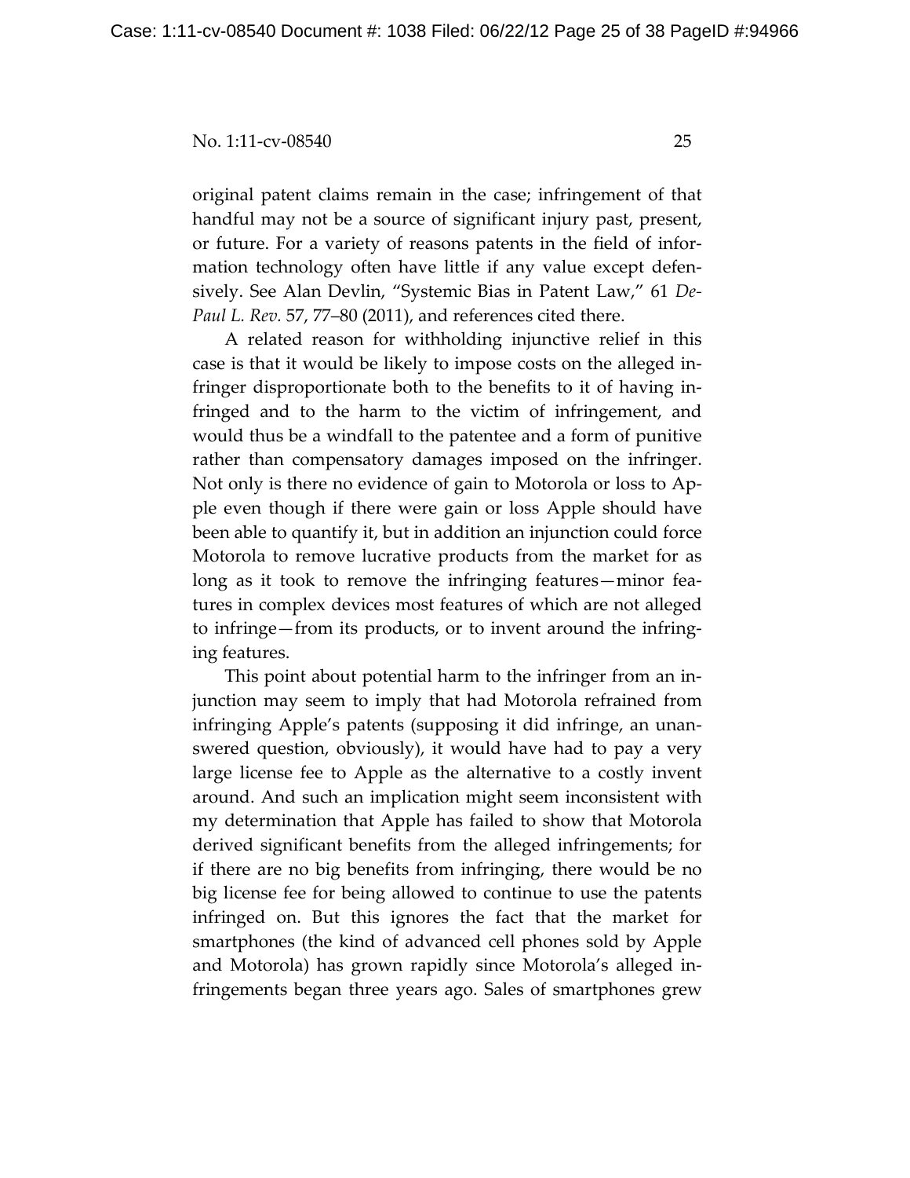original patent claims remain in the case; infringement of that handful may not be a source of significant injury past, present, or future. For a variety of reasons patents in the field of information technology often have little if any value except defensively. See Alan Devlin, "Systemic Bias in Patent Law," 61 *DePaul L. Rev.* 57, 77–80 (2011), and references cited there.

A related reason for withholding injunctive relief in this case is that it would be likely to impose costs on the alleged infringer disproportionate both to the benefits to it of having infringed and to the harm to the victim of infringement, and would thus be a windfall to the patentee and a form of punitive rather than compensatory damages imposed on the infringer. Not only is there no evidence of gain to Motorola or loss to Apple even though if there were gain or loss Apple should have been able to quantify it, but in addition an injunction could force Motorola to remove lucrative products from the market for as long as it took to remove the infringing features—minor features in complex devices most features of which are not alleged to infringe—from its products, or to invent around the infringing features.

This point about potential harm to the infringer from an injunction may seem to imply that had Motorola refrained from infringing Apple's patents (supposing it did infringe, an unanswered question, obviously), it would have had to pay a very large license fee to Apple as the alternative to a costly invent around. And such an implication might seem inconsistent with my determination that Apple has failed to show that Motorola derived significant benefits from the alleged infringements; for if there are no big benefits from infringing, there would be no big license fee for being allowed to continue to use the patents infringed on. But this ignores the fact that the market for smartphones (the kind of advanced cell phones sold by Apple and Motorola) has grown rapidly since Motorola's alleged infringements began three years ago. Sales of smartphones grew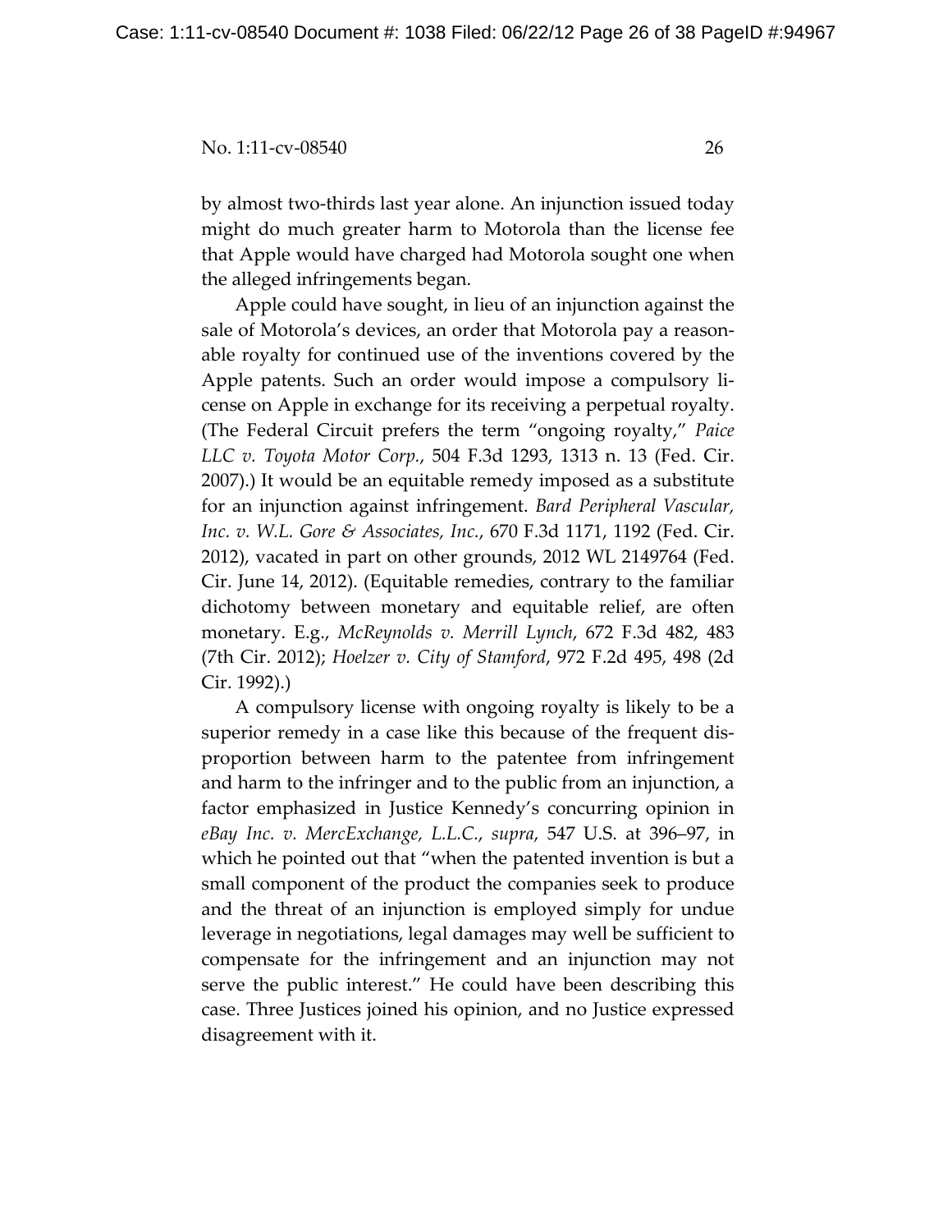by almost two-thirds last year alone. An injunction issued today might do much greater harm to Motorola than the license fee that Apple would have charged had Motorola sought one when the alleged infringements began.

Apple could have sought, in lieu of an injunction against the sale of Motorola's devices, an order that Motorola pay a reasonable royalty for continued use of the inventions covered by the Apple patents. Such an order would impose a compulsory license on Apple in exchange for its receiving a perpetual royalty. (The Federal Circuit prefers the term "ongoing royalty," *Paice LLC v. Toyota Motor Corp.*, 504 F.3d 1293, 1313 n. 13 (Fed. Cir. 2007).) It would be an equitable remedy imposed as a substitute for an injunction against infringement. *Bard Peripheral Vascular, Inc. v. W.L. Gore & Associates, Inc.*, 670 F.3d 1171, 1192 (Fed. Cir. 2012), vacated in part on other grounds, 2012 WL 2149764 (Fed. Cir. June 14, 2012). (Equitable remedies, contrary to the familiar dichotomy between monetary and equitable relief, are often monetary. E.g., *McReynolds v. Merrill Lynch*, 672 F.3d 482, 483 (7th Cir. 2012); *Hoelzer v. City of Stamford*, 972 F.2d 495, 498 (2d Cir. 1992).)

A compulsory license with ongoing royalty is likely to be a superior remedy in a case like this because of the frequent disproportion between harm to the patentee from infringement and harm to the infringer and to the public from an injunction, a factor emphasized in Justice Kennedy's concurring opinion in *eBay Inc. v. MercExchange, L.L.C.*, *supra*, 547 U.S. at 396–97, in which he pointed out that "when the patented invention is but a small component of the product the companies seek to produce and the threat of an injunction is employed simply for undue leverage in negotiations, legal damages may well be sufficient to compensate for the infringement and an injunction may not serve the public interest." He could have been describing this case. Three Justices joined his opinion, and no Justice expressed disagreement with it.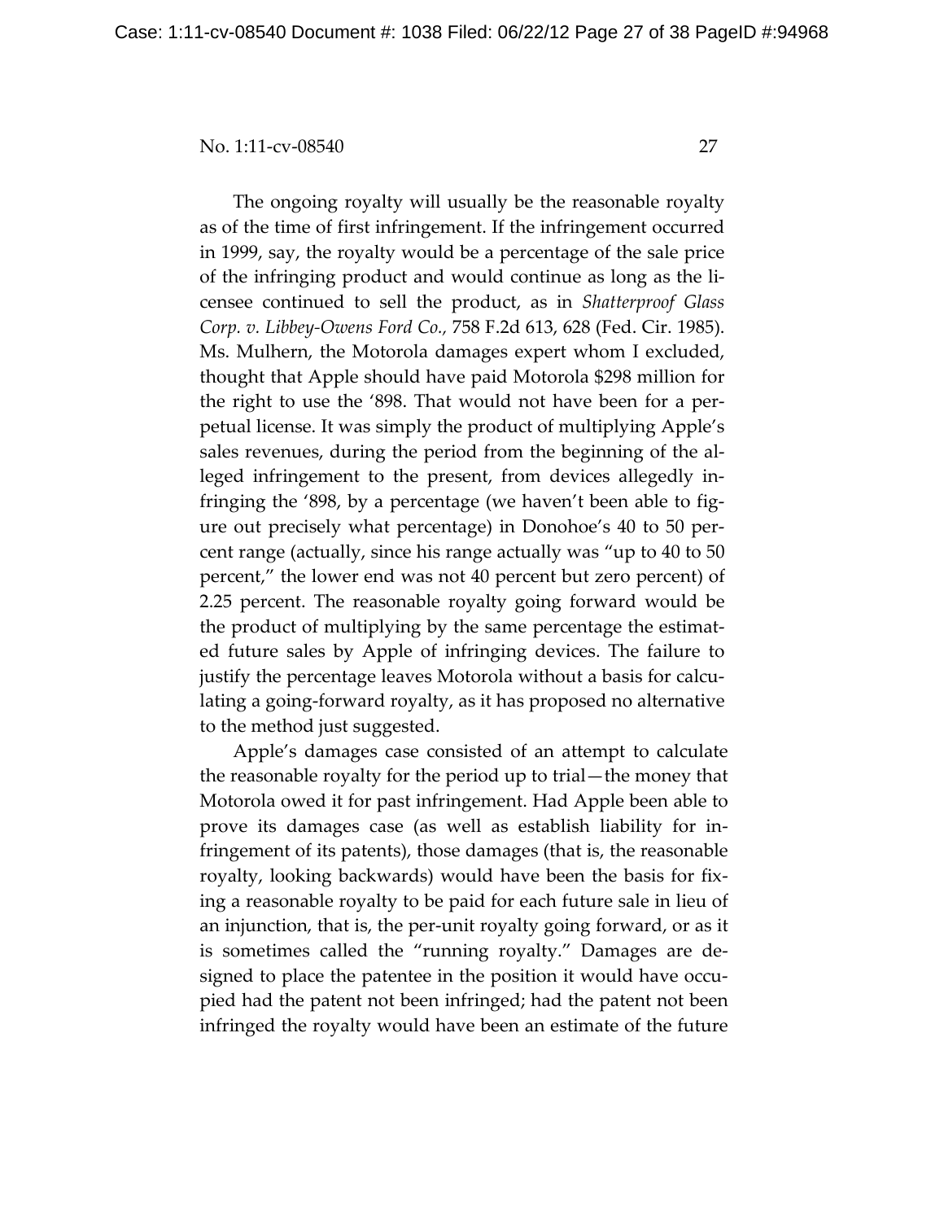The ongoing royalty will usually be the reasonable royalty as of the time of first infringement. If the infringement occurred in 1999, say, the royalty would be a percentage of the sale price of the infringing product and would continue as long as the licensee continued to sell the product, as in *Shatterproof Glass Corp. v. Libbey-Owens Ford Co.*, 758 F.2d 613, 628 (Fed. Cir. 1985). Ms. Mulhern, the Motorola damages expert whom I excluded, thought that Apple should have paid Motorola $298 million for the right to use the '898. That would not have been for a perpetual license. It was simply the product of multiplying Apple's sales revenues, during the period from the beginning of the alleged infringement to the present, from devices allegedly infringing the '898, by a percentage (we haven't been able to figure out precisely what percentage) in Donohoe's 40 to 50 percent range (actually, since his range actually was "up to 40 to 50 percent," the lower end was not 40 percent but zero percent) of 2.25 percent. The reasonable royalty going forward would be the product of multiplying by the same percentage the estimated future sales by Apple of infringing devices. The failure to justify the percentage leaves Motorola without a basis for calculating a going-forward royalty, as it has proposed no alternative to the method just suggested.

Apple's damages case consisted of an attempt to calculate the reasonable royalty for the period up to trial—the money that Motorola owed it for past infringement. Had Apple been able to prove its damages case (as well as establish liability for infringement of its patents), those damages (that is, the reasonable royalty, looking backwards) would have been the basis for fixing a reasonable royalty to be paid for each future sale in lieu of an injunction, that is, the per-unit royalty going forward, or as it is sometimes called the "running royalty." Damages are designed to place the patentee in the position it would have occupied had the patent not been infringed; had the patent not been infringed the royalty would have been an estimate of the future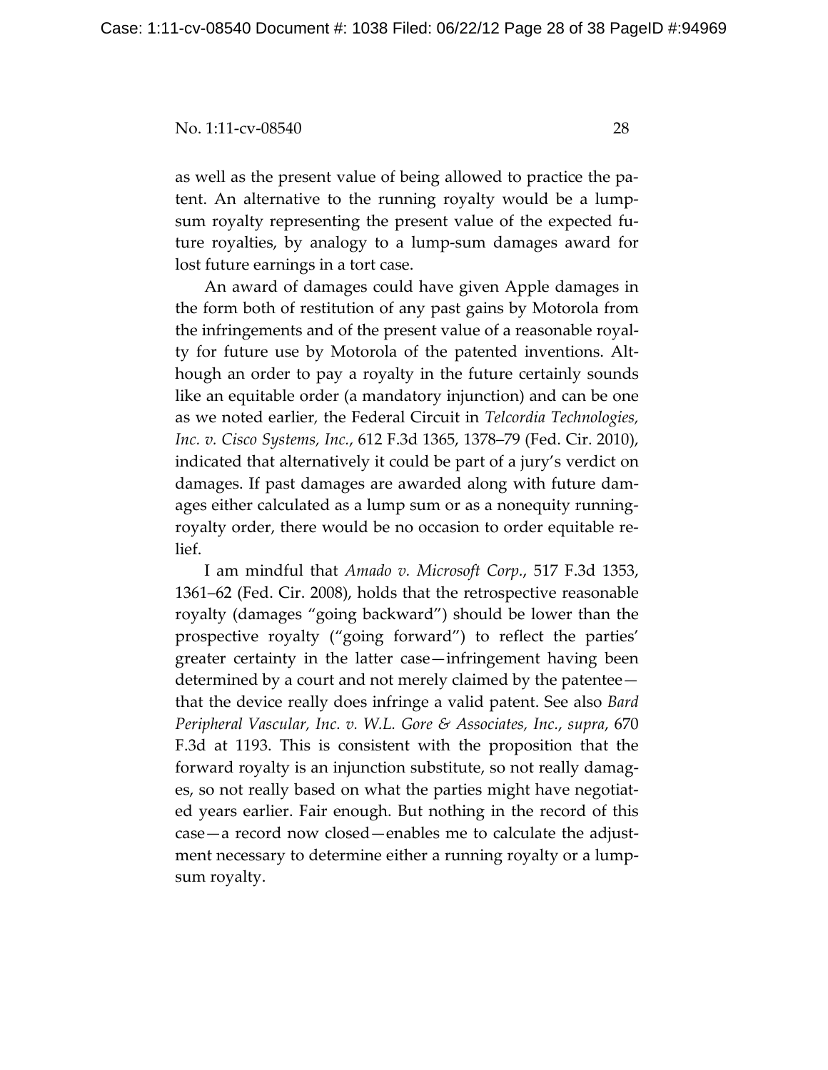as well as the present value of being allowed to practice the patent. An alternative to the running royalty would be a lump-sum royalty representing the present value of the expected future royalties, by analogy to a lump-sum damages award for lost future earnings in a tort case.

An award of damages could have given Apple damages in the form both of restitution of any past gains by Motorola from the infringements and of the present value of a reasonable royalty for future use by Motorola of the patented inventions. Although an order to pay a royalty in the future certainly sounds like an equitable order (a mandatory injunction) and can be one as we noted earlier, the Federal Circuit in *Telcordia Technologies, Inc. v. Cisco Systems, Inc.*, 612 F.3d 1365, 1378–79 (Fed. Cir. 2010), indicated that alternatively it could be part of a jury's verdict on damages. If past damages are awarded along with future damages either calculated as a lump sum or as a nonequity running-royalty order, there would be no occasion to order equitable relief.

I am mindful that *Amado v. Microsoft Corp.*, 517 F.3d 1353, 1361–62 (Fed. Cir. 2008), holds that the retrospective reasonable royalty (damages "going backward") should be lower than the prospective royalty ("going forward") to reflect the parties' greater certainty in the latter case—infringement having been determined by a court and not merely claimed by the patentee—that the device really does infringe a valid patent. See also *Bard Peripheral Vascular, Inc. v. W.L. Gore & Associates, Inc.*, *supra*, 670 F.3d at 1193. This is consistent with the proposition that the forward royalty is an injunction substitute, so not really damages, so not really based on what the parties might have negotiated years earlier. Fair enough. But nothing in the record of this case—a record now closed—enables me to calculate the adjustment necessary to determine either a running royalty or a lump-sum royalty.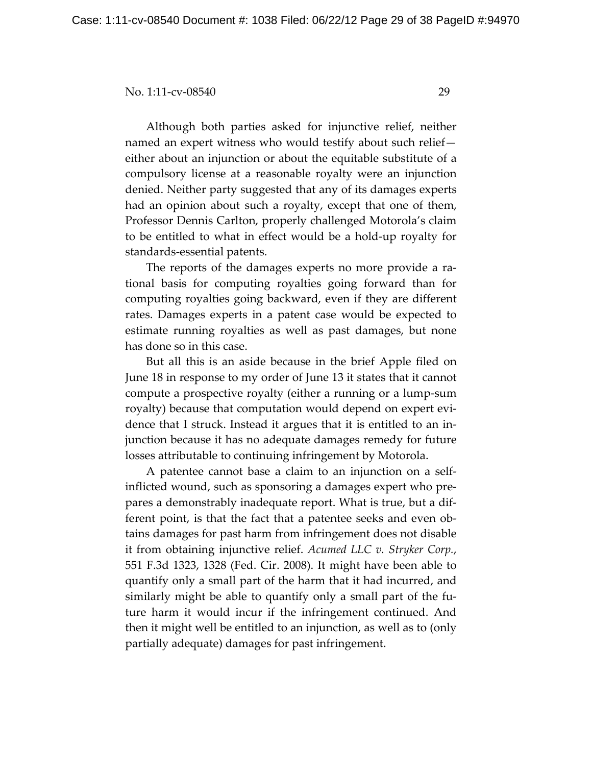Although both parties asked for injunctive relief, neither named an expert witness who would testify about such relief—either about an injunction or about the equitable substitute of a compulsory license at a reasonable royalty were an injunction denied. Neither party suggested that any of its damages experts had an opinion about such a royalty, except that one of them, Professor Dennis Carlton, properly challenged Motorola's claim to be entitled to what in effect would be a hold-up royalty for standards-essential patents.

The reports of the damages experts no more provide a rational basis for computing royalties going forward than for computing royalties going backward, even if they are different rates. Damages experts in a patent case would be expected to estimate running royalties as well as past damages, but none has done so in this case.

But all this is an aside because in the brief Apple filed on June 18 in response to my order of June 13 it states that it cannot compute a prospective royalty (either a running or a lump-sum royalty) because that computation would depend on expert evidence that I struck. Instead it argues that it is entitled to an injunction because it has no adequate damages remedy for future losses attributable to continuing infringement by Motorola.

A patentee cannot base a claim to an injunction on a self-inflicted wound, such as sponsoring a damages expert who prepares a demonstrably inadequate report. What is true, but a different point, is that the fact that a patentee seeks and even obtains damages for past harm from infringement does not disable it from obtaining injunctive relief. *Acumed LLC v. Stryker Corp.*, 551 F.3d 1323, 1328 (Fed. Cir. 2008). It might have been able to quantify only a small part of the harm that it had incurred, and similarly might be able to quantify only a small part of the future harm it would incur if the infringement continued. And then it might well be entitled to an injunction, as well as to (only partially adequate) damages for past infringement.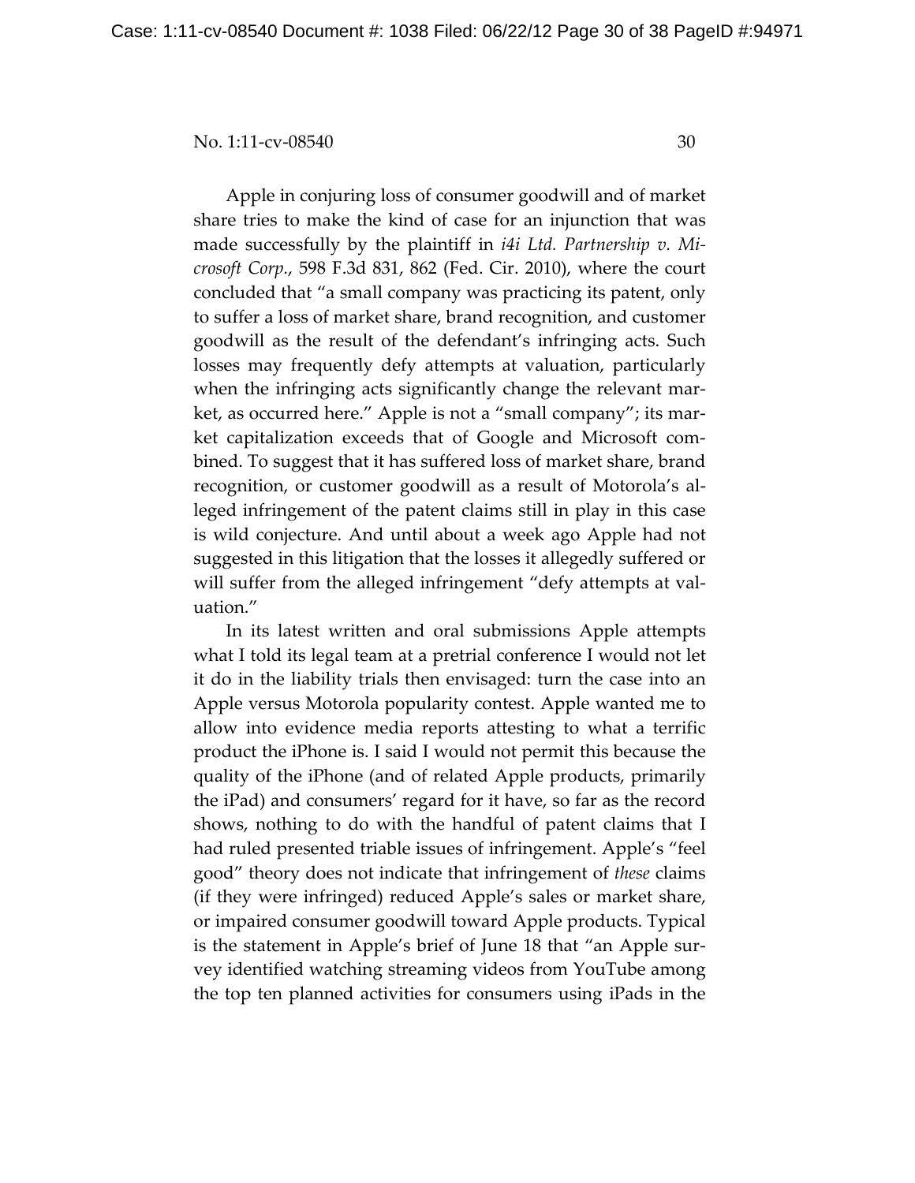Apple in conjuring loss of consumer goodwill and of market share tries to make the kind of case for an injunction that was made successfully by the plaintiff in *i4i Ltd. Partnership v. Microsoft Corp.*, 598 F.3d 831, 862 (Fed. Cir. 2010), where the court concluded that "a small company was practicing its patent, only to suffer a loss of market share, brand recognition, and customer goodwill as the result of the defendant's infringing acts. Such losses may frequently defy attempts at valuation, particularly when the infringing acts significantly change the relevant market, as occurred here." Apple is not a "small company"; its market capitalization exceeds that of Google and Microsoft combined. To suggest that it has suffered loss of market share, brand recognition, or customer goodwill as a result of Motorola's alleged infringement of the patent claims still in play in this case is wild conjecture. And until about a week ago Apple had not suggested in this litigation that the losses it allegedly suffered or will suffer from the alleged infringement "defy attempts at valuation."

In its latest written and oral submissions Apple attempts what I told its legal team at a pretrial conference I would not let it do in the liability trials then envisaged: turn the case into an Apple versus Motorola popularity contest. Apple wanted me to allow into evidence media reports attesting to what a terrific product the iPhone is. I said I would not permit this because the quality of the iPhone (and of related Apple products, primarily the iPad) and consumers' regard for it have, so far as the record shows, nothing to do with the handful of patent claims that I had ruled presented triable issues of infringement. Apple's "feel good" theory does not indicate that infringement of *these* claims (if they were infringed) reduced Apple's sales or market share, or impaired consumer goodwill toward Apple products. Typical is the statement in Apple's brief of June 18 that "an Apple survey identified watching streaming videos from YouTube among the top ten planned activities for consumers using iPads in the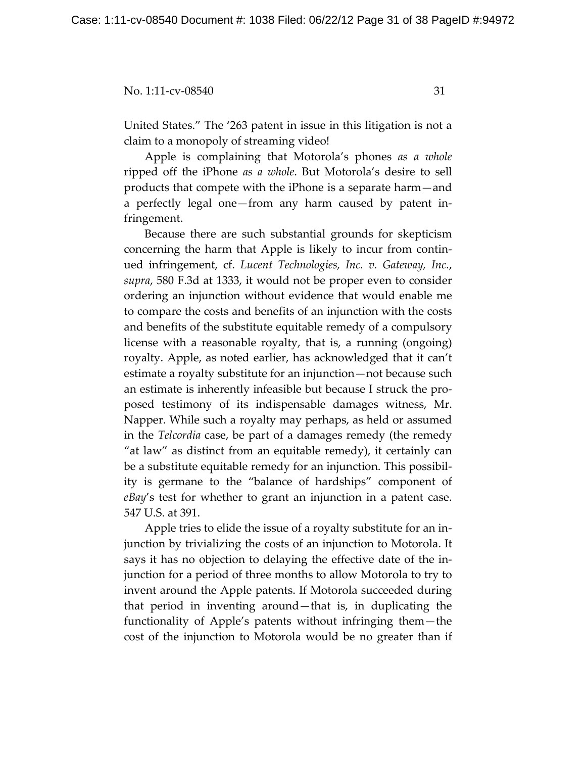United States." The '263 patent in issue in this litigation is not a claim to a monopoly of streaming video!

Apple is complaining that Motorola's phones *as a whole* ripped off the iPhone *as a whole*. But Motorola's desire to sell products that compete with the iPhone is a separate harm—and a perfectly legal one—from any harm caused by patent infringement.

Because there are such substantial grounds for skepticism concerning the harm that Apple is likely to incur from continued infringement, cf. *Lucent Technologies, Inc. v. Gateway, Inc.*, *supra*, 580 F.3d at 1333, it would not be proper even to consider ordering an injunction without evidence that would enable me to compare the costs and benefits of an injunction with the costs and benefits of the substitute equitable remedy of a compulsory license with a reasonable royalty, that is, a running (ongoing) royalty. Apple, as noted earlier, has acknowledged that it can't estimate a royalty substitute for an injunction—not because such an estimate is inherently infeasible but because I struck the proposed testimony of its indispensable damages witness, Mr. Napper. While such a royalty may perhaps, as held or assumed in the *Telcordia* case, be part of a damages remedy (the remedy "at law" as distinct from an equitable remedy), it certainly can be a substitute equitable remedy for an injunction. This possibility is germane to the "balance of hardships" component of *eBay*'s test for whether to grant an injunction in a patent case. 547 U.S. at 391.

Apple tries to elide the issue of a royalty substitute for an injunction by trivializing the costs of an injunction to Motorola. It says it has no objection to delaying the effective date of the injunction for a period of three months to allow Motorola to try to invent around the Apple patents. If Motorola succeeded during that period in inventing around—that is, in duplicating the functionality of Apple's patents without infringing them—the cost of the injunction to Motorola would be no greater than if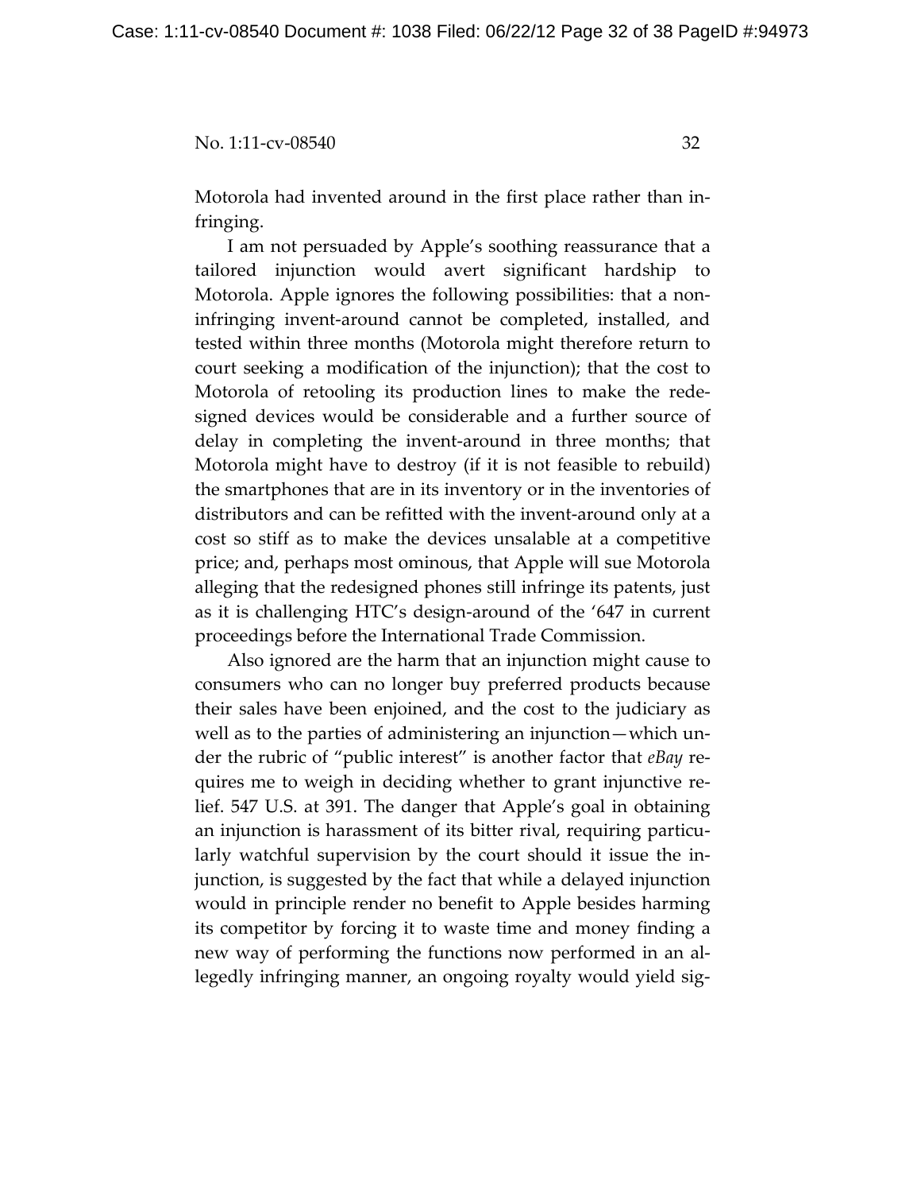Motorola had invented around in the first place rather than infringing.

I am not persuaded by Apple's soothing reassurance that a tailored injunction would avert significant hardship to Motorola. Apple ignores the following possibilities: that a non-infringing invent-around cannot be completed, installed, and tested within three months (Motorola might therefore return to court seeking a modification of the injunction); that the cost to Motorola of retooling its production lines to make the redesigned devices would be considerable and a further source of delay in completing the invent-around in three months; that Motorola might have to destroy (if it is not feasible to rebuild) the smartphones that are in its inventory or in the inventories of distributors and can be refitted with the invent-around only at a cost so stiff as to make the devices unsalable at a competitive price; and, perhaps most ominous, that Apple will sue Motorola alleging that the redesigned phones still infringe its patents, just as it is challenging HTC's design-around of the '647 in current proceedings before the International Trade Commission.

Also ignored are the harm that an injunction might cause to consumers who can no longer buy preferred products because their sales have been enjoined, and the cost to the judiciary as well as to the parties of administering an injunction—which under the rubric of "public interest" is another factor that *eBay* requires me to weigh in deciding whether to grant injunctive relief. 547 U.S. at 391. The danger that Apple's goal in obtaining an injunction is harassment of its bitter rival, requiring particularly watchful supervision by the court should it issue the injunction, is suggested by the fact that while a delayed injunction would in principle render no benefit to Apple besides harming its competitor by forcing it to waste time and money finding a new way of performing the functions now performed in an allegedly infringing manner, an ongoing royalty would yield sig-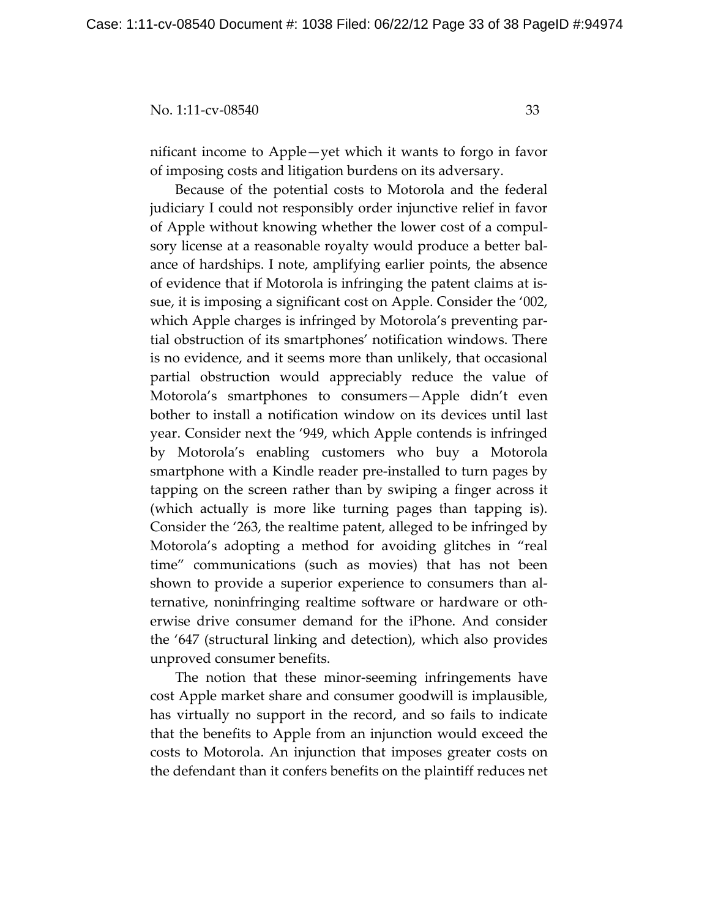nificant income to Apple—yet which it wants to forgo in favor of imposing costs and litigation burdens on its adversary.

Because of the potential costs to Motorola and the federal judiciary I could not responsibly order injunctive relief in favor of Apple without knowing whether the lower cost of a compulsory license at a reasonable royalty would produce a better balance of hardships. I note, amplifying earlier points, the absence of evidence that if Motorola is infringing the patent claims at issue, it is imposing a significant cost on Apple. Consider the '002, which Apple charges is infringed by Motorola's preventing partial obstruction of its smartphones' notification windows. There is no evidence, and it seems more than unlikely, that occasional partial obstruction would appreciably reduce the value of Motorola's smartphones to consumers—Apple didn't even bother to install a notification window on its devices until last year. Consider next the '949, which Apple contends is infringed by Motorola's enabling customers who buy a Motorola smartphone with a Kindle reader pre-installed to turn pages by tapping on the screen rather than by swiping a finger across it (which actually is more like turning pages than tapping is). Consider the '263, the realtime patent, alleged to be infringed by Motorola's adopting a method for avoiding glitches in "real time" communications (such as movies) that has not been shown to provide a superior experience to consumers than alternative, noninfringing realtime software or hardware or otherwise drive consumer demand for the iPhone. And consider the '647 (structural linking and detection), which also provides unproved consumer benefits.

The notion that these minor-seeming infringements have cost Apple market share and consumer goodwill is implausible, has virtually no support in the record, and so fails to indicate that the benefits to Apple from an injunction would exceed the costs to Motorola. An injunction that imposes greater costs on the defendant than it confers benefits on the plaintiff reduces net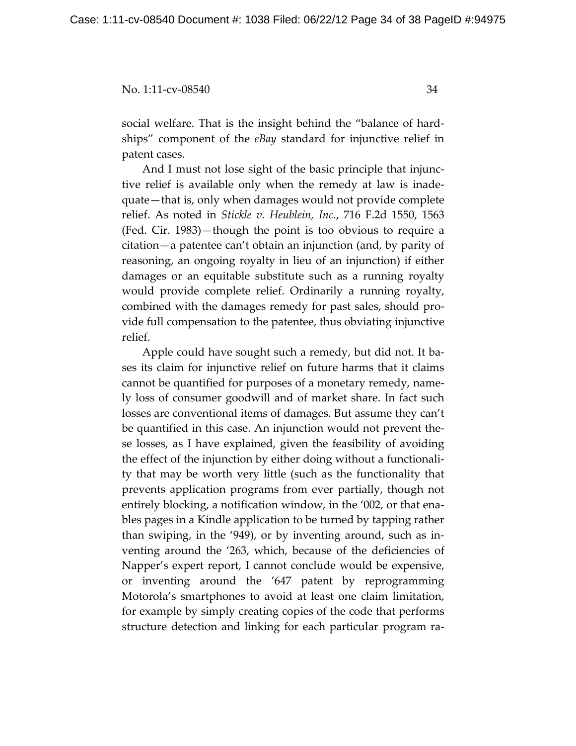social welfare. That is the insight behind the "balance of hardships" component of the *eBay* standard for injunctive relief in patent cases.

And I must not lose sight of the basic principle that injunctive relief is available only when the remedy at law is inadequate—that is, only when damages would not provide complete relief. As noted in *Stickle v. Heublein, Inc.*, 716 F.2d 1550, 1563 (Fed. Cir. 1983)—though the point is too obvious to require a citation—a patentee can't obtain an injunction (and, by parity of reasoning, an ongoing royalty in lieu of an injunction) if either damages or an equitable substitute such as a running royalty would provide complete relief. Ordinarily a running royalty, combined with the damages remedy for past sales, should provide full compensation to the patentee, thus obviating injunctive relief.

Apple could have sought such a remedy, but did not. It bases its claim for injunctive relief on future harms that it claims cannot be quantified for purposes of a monetary remedy, namely loss of consumer goodwill and of market share. In fact such losses are conventional items of damages. But assume they can't be quantified in this case. An injunction would not prevent these losses, as I have explained, given the feasibility of avoiding the effect of the injunction by either doing without a functionality that may be worth very little (such as the functionality that prevents application programs from ever partially, though not entirely blocking, a notification window, in the '002, or that enables pages in a Kindle application to be turned by tapping rather than swiping, in the '949), or by inventing around, such as inventing around the '263, which, because of the deficiencies of Napper's expert report, I cannot conclude would be expensive, or inventing around the '647 patent by reprogramming Motorola's smartphones to avoid at least one claim limitation, for example by simply creating copies of the code that performs structure detection and linking for each particular program ra-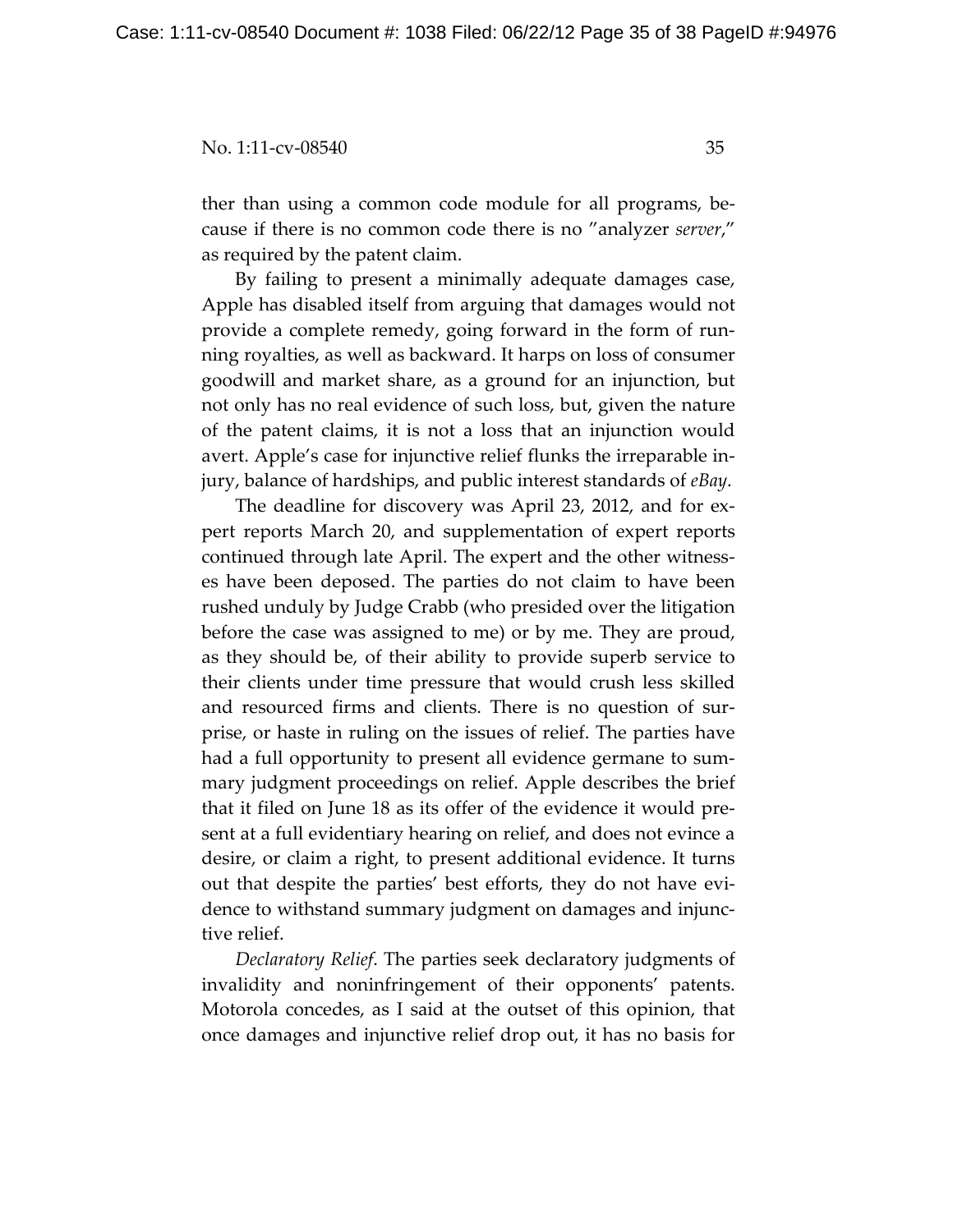ther than using a common code module for all programs, because if there is no common code there is no "analyzer *server*," as required by the patent claim.

By failing to present a minimally adequate damages case, Apple has disabled itself from arguing that damages would not provide a complete remedy, going forward in the form of running royalties, as well as backward. It harps on loss of consumer goodwill and market share, as a ground for an injunction, but not only has no real evidence of such loss, but, given the nature of the patent claims, it is not a loss that an injunction would avert. Apple's case for injunctive relief flunks the irreparable injury, balance of hardships, and public interest standards of *eBay*.

The deadline for discovery was April 23, 2012, and for expert reports March 20, and supplementation of expert reports continued through late April. The expert and the other witnesses have been deposed. The parties do not claim to have been rushed unduly by Judge Crabb (who presided over the litigation before the case was assigned to me) or by me. They are proud, as they should be, of their ability to provide superb service to their clients under time pressure that would crush less skilled and resourced firms and clients. There is no question of surprise, or haste in ruling on the issues of relief. The parties have had a full opportunity to present all evidence germane to summary judgment proceedings on relief. Apple describes the brief that it filed on June 18 as its offer of the evidence it would present at a full evidentiary hearing on relief, and does not evince a desire, or claim a right, to present additional evidence. It turns out that despite the parties' best efforts, they do not have evidence to withstand summary judgment on damages and injunctive relief.

*Declaratory Relief*. The parties seek declaratory judgments of invalidity and noninfringement of their opponents' patents. Motorola concedes, as I said at the outset of this opinion, that once damages and injunctive relief drop out, it has no basis for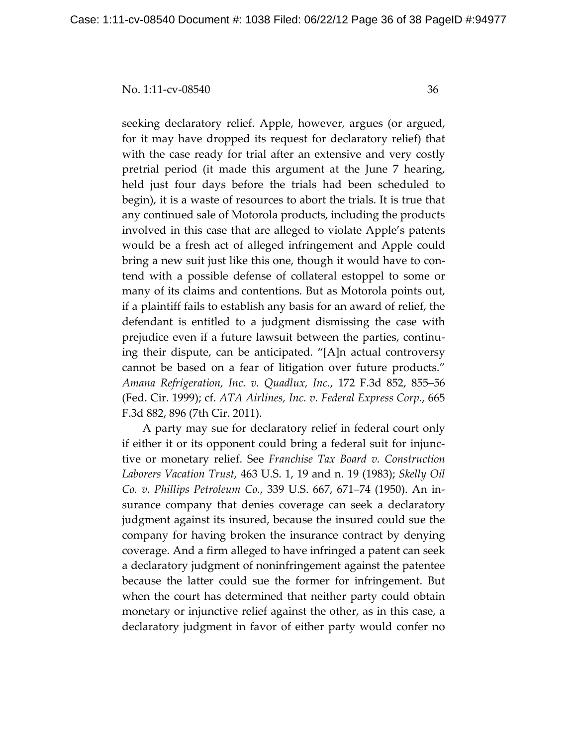seeking declaratory relief. Apple, however, argues (or argued, for it may have dropped its request for declaratory relief) that with the case ready for trial after an extensive and very costly pretrial period (it made this argument at the June 7 hearing, held just four days before the trials had been scheduled to begin), it is a waste of resources to abort the trials. It is true that any continued sale of Motorola products, including the products involved in this case that are alleged to violate Apple's patents would be a fresh act of alleged infringement and Apple could bring a new suit just like this one, though it would have to contend with a possible defense of collateral estoppel to some or many of its claims and contentions. But as Motorola points out, if a plaintiff fails to establish any basis for an award of relief, the defendant is entitled to a judgment dismissing the case with prejudice even if a future lawsuit between the parties, continuing their dispute, can be anticipated. "[A]n actual controversy cannot be based on a fear of litigation over future products." *Amana Refrigeration, Inc. v. Quadlux, Inc.*, 172 F.3d 852, 855–56 (Fed. Cir. 1999); cf. *ATA Airlines, Inc. v. Federal Express Corp.*, 665 F.3d 882, 896 (7th Cir. 2011).

A party may sue for declaratory relief in federal court only if either it or its opponent could bring a federal suit for injunctive or monetary relief. See *Franchise Tax Board v. Construction Laborers Vacation Trust*, 463 U.S. 1, 19 and n. 19 (1983); *Skelly Oil Co. v. Phillips Petroleum Co.*, 339 U.S. 667, 671–74 (1950). An insurance company that denies coverage can seek a declaratory judgment against its insured, because the insured could sue the company for having broken the insurance contract by denying coverage. And a firm alleged to have infringed a patent can seek a declaratory judgment of noninfringement against the patentee because the latter could sue the former for infringement. But when the court has determined that neither party could obtain monetary or injunctive relief against the other, as in this case, a declaratory judgment in favor of either party would confer no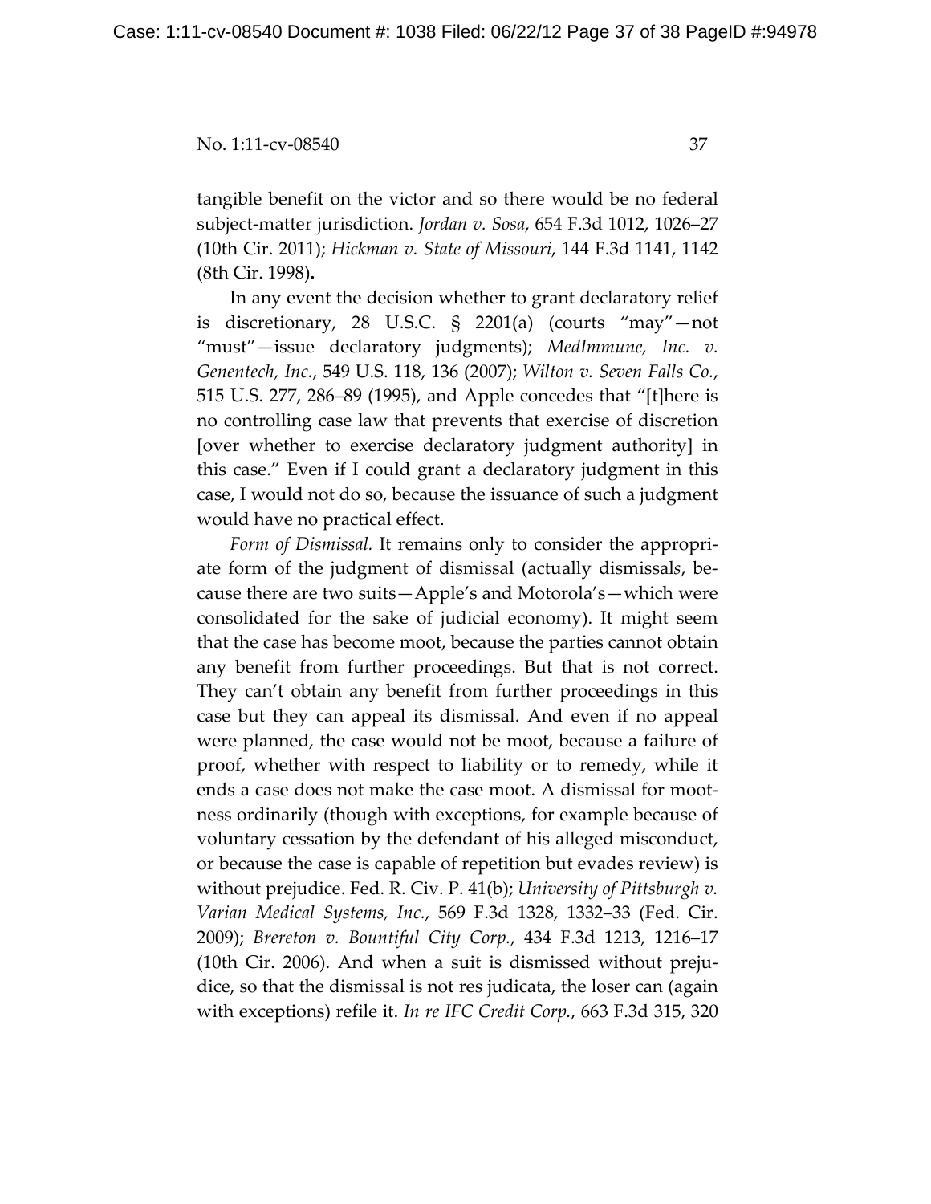tangible benefit on the victor and so there would be no federal subject-matter jurisdiction. *Jordan v. Sosa*, 654 F.3d 1012, 1026–27 (10th Cir. 2011); *Hickman v. State of Missouri*, 144 F.3d 1141, 1142 (8th Cir. 1998).

In any event the decision whether to grant declaratory relief is discretionary, 28 U.S.C. § 2201(a) (courts "may"—not "must"—issue declaratory judgments); *MedImmune, Inc. v. Genentech, Inc.*, 549 U.S. 118, 136 (2007); *Wilton v. Seven Falls Co.*, 515 U.S. 277, 286–89 (1995), and Apple concedes that "[t]here is no controlling case law that prevents that exercise of discretion [over whether to exercise declaratory judgment authority] in this case." Even if I could grant a declaratory judgment in this case, I would not do so, because the issuance of such a judgment would have no practical effect.

*Form of Dismissal.* It remains only to consider the appropriate form of the judgment of dismissal (actually dismissal*s*, because there are two suits—Apple's and Motorola's—which were consolidated for the sake of judicial economy). It might seem that the case has become moot, because the parties cannot obtain any benefit from further proceedings. But that is not correct. They can't obtain any benefit from further proceedings in this case but they can appeal its dismissal. And even if no appeal were planned, the case would not be moot, because a failure of proof, whether with respect to liability or to remedy, while it ends a case does not make the case moot. A dismissal for mootness ordinarily (though with exceptions, for example because of voluntary cessation by the defendant of his alleged misconduct, or because the case is capable of repetition but evades review) is without prejudice. Fed. R. Civ. P. 41(b); *University of Pittsburgh v. Varian Medical Systems, Inc.*, 569 F.3d 1328, 1332–33 (Fed. Cir. 2009); *Brereton v. Bountiful City Corp.*, 434 F.3d 1213, 1216–17 (10th Cir. 2006). And when a suit is dismissed without prejudice, so that the dismissal is not res judicata, the loser can (again with exceptions) refile it. *In re IFC Credit Corp.*, 663 F.3d 315, 320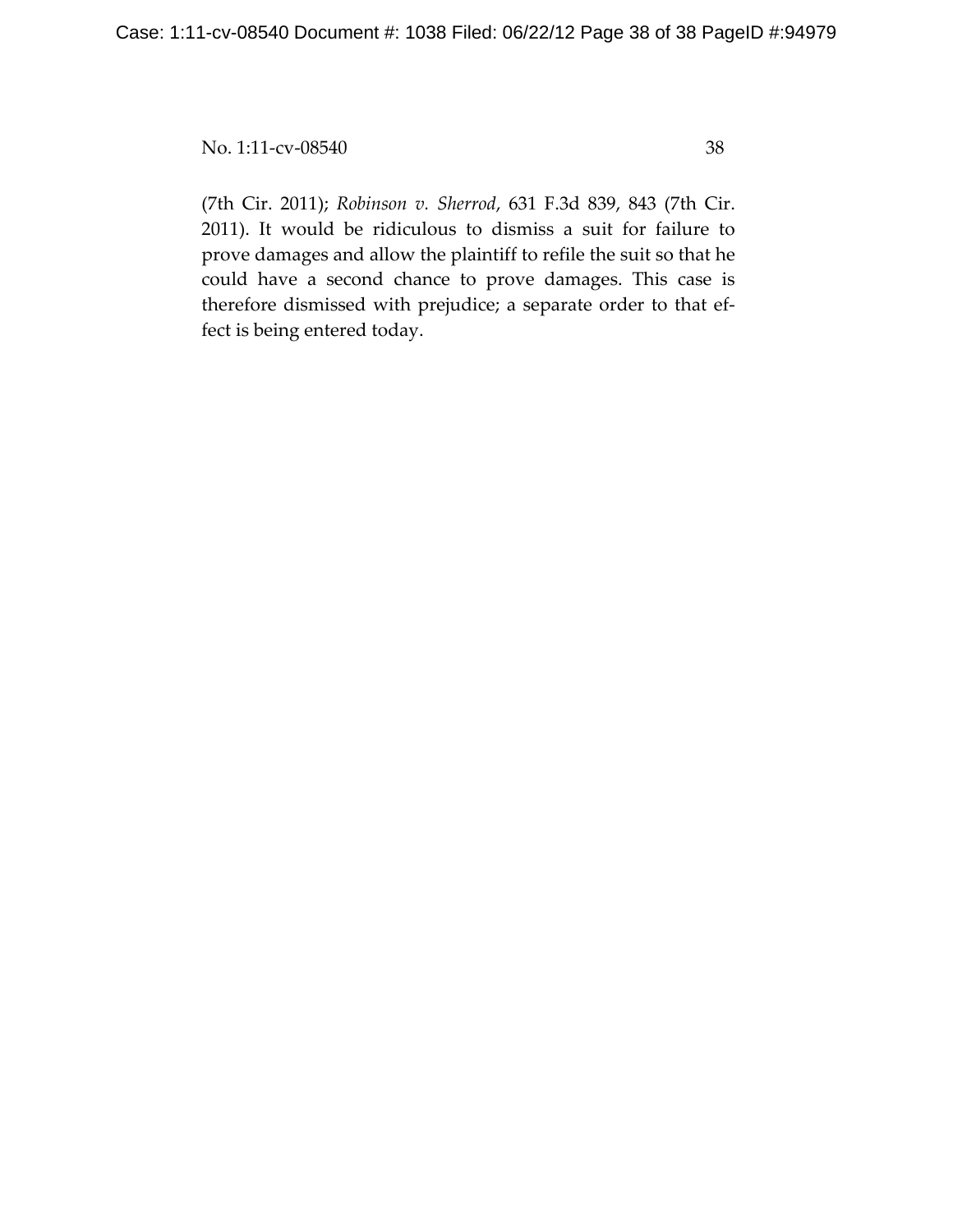(7th Cir. 2011); *Robinson v. Sherrod*, 631 F.3d 839, 843 (7th Cir. 2011). It would be ridiculous to dismiss a suit for failure to prove damages and allow the plaintiff to refile the suit so that he could have a second chance to prove damages. This case is therefore dismissed with prejudice; a separate order to that effect is being entered today.